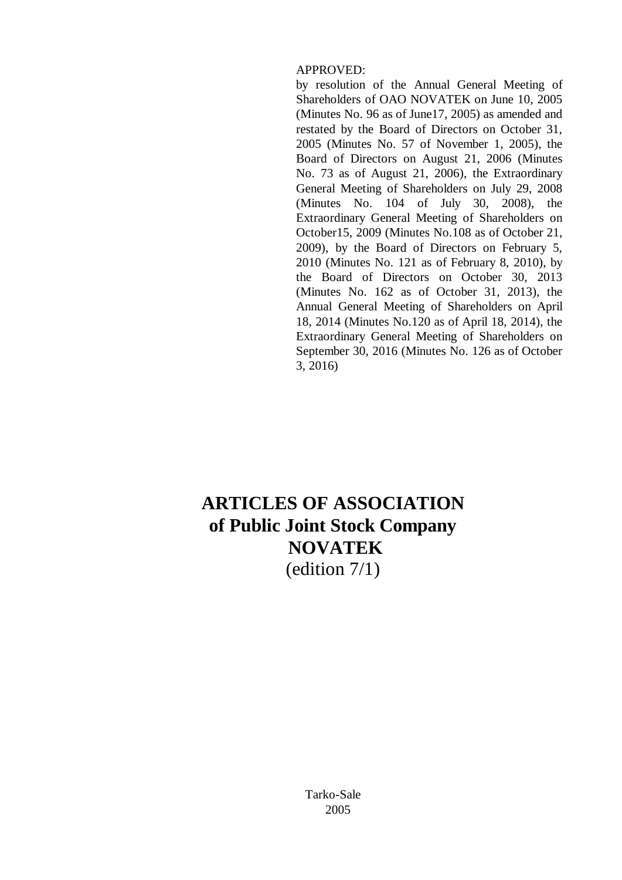APPROVED:

by resolution of the Annual General Meeting of Shareholders of OAO NOVATEK on June 10, 2005 (Minutes No. 96 as of June17, 2005) as amended and restated by the Board of Directors on October 31, 2005 (Minutes No. 57 of November 1, 2005), the Board of Directors on August 21, 2006 (Minutes No. 73 as of August 21, 2006), the Extraordinary General Meeting of Shareholders on July 29, 2008 (Minutes No. 104 of July 30, 2008), the Extraordinary General Meeting of Shareholders on October15, 2009 (Minutes No.108 as of October 21, 2009), by the Board of Directors on February 5, 2010 (Minutes No. 121 as of February 8, 2010), by the Board of Directors on October 30, 2013 (Minutes No. 162 as of October 31, 2013), the Annual General Meeting of Shareholders on April 18, 2014 (Minutes No.120 as of April 18, 2014), the Extraordinary General Meeting of Shareholders on September 30, 2016 (Minutes No. 126 as of October 3, 2016)

# ARTICLES OF ASSOCIATION of Public Joint Stock Company NOVATEK

(edition 7/1)

Tarko-Sale

2005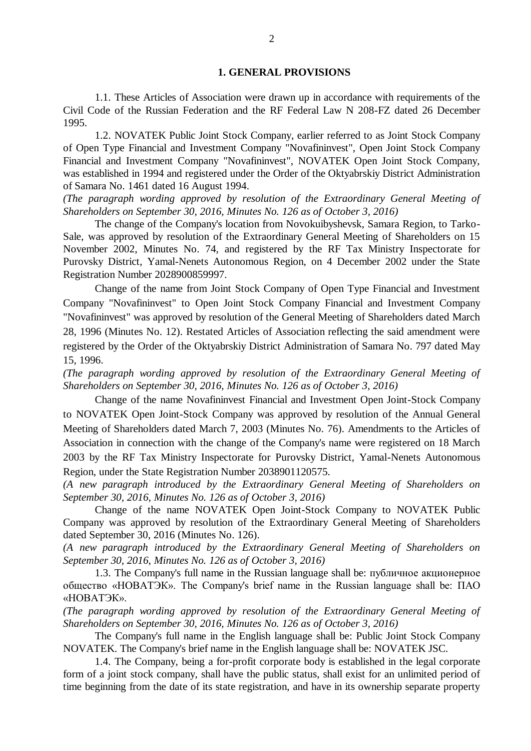## 1. GENERAL PROVISIONS

1.1. These Articles of Association were drawn up in accordance with requirements of the Civil Code of the Russian Federation and the RF Federal Law N 208-FZ dated 26 December 1995.

1.2. NOVATEK Public Joint Stock Company, earlier referred to as Joint Stock Company of Open Type Financial and Investment Company "Novafininvest", Open Joint Stock Company Financial and Investment Company "Novafininvest", NOVATEK Open Joint Stock Company, was established in 1994 and registered under the Order of the Oktyabrskiy District Administration of Samara No. 1461 dated 16 August 1994.

*(The paragraph wording approved by resolution of the Extraordinary General Meeting of Shareholders on September 30, 2016, Minutes No. 126 as of October 3, 2016)*

The change of the Company's location from Novokuibyshevsk, Samara Region, to Tarko-Sale, was approved by resolution of the Extraordinary General Meeting of Shareholders on 15 November 2002, Minutes No. 74, and registered by the RF Tax Ministry Inspectorate for Purovsky District, Yamal-Nenets Autonomous Region, on 4 December 2002 under the State Registration Number 2028900859997.

Change of the name from Joint Stock Company of Open Type Financial and Investment Company "Novafininvest" to Open Joint Stock Company Financial and Investment Company "Novafininvest" was approved by resolution of the General Meeting of Shareholders dated March 28, 1996 (Minutes No. 12). Restated Articles of Association reflecting the said amendment were registered by the Order of the Oktyabrskiy District Administration of Samara No. 797 dated May 15, 1996.

*(The paragraph wording approved by resolution of the Extraordinary General Meeting of Shareholders on September 30, 2016, Minutes No. 126 as of October 3, 2016)*

Change of the name Novafininvest Financial and Investment Open Joint-Stock Company to NOVATEK Open Joint-Stock Company was approved by resolution of the Annual General Meeting of Shareholders dated March 7, 2003 (Minutes No. 76). Amendments to the Articles of Association in connection with the change of the Company's name were registered on 18 March 2003 by the RF Tax Ministry Inspectorate for Purovsky District, Yamal-Nenets Autonomous Region, under the State Registration Number 2038901120575.

*(A new paragraph introduced by the Extraordinary General Meeting of Shareholders on September 30, 2016, Minutes No. 126 as of October 3, 2016)*

Change of the name NOVATEK Open Joint-Stock Company to NOVATEK Public Company was approved by resolution of the Extraordinary General Meeting of Shareholders dated September 30, 2016 (Minutes No. 126).

*(A new paragraph introduced by the Extraordinary General Meeting of Shareholders on September 30, 2016, Minutes No. 126 as of October 3, 2016)*

1.3. The Company's full name in the Russian language shall be: публичное акционерное общество «НОВАТЭК». The Company's brief name in the Russian language shall be: ПАО «НОВАТЭК».

*(The paragraph wording approved by resolution of the Extraordinary General Meeting of Shareholders on September 30, 2016, Minutes No. 126 as of October 3, 2016)*

The Company's full name in the English language shall be: Public Joint Stock Company NOVATEK. The Company's brief name in the English language shall be: NOVATEK JSC.

1.4. The Company, being a for-profit corporate body is established in the legal corporate form of a joint stock company, shall have the public status, shall exist for an unlimited period of time beginning from the date of its state registration, and have in its ownership separate property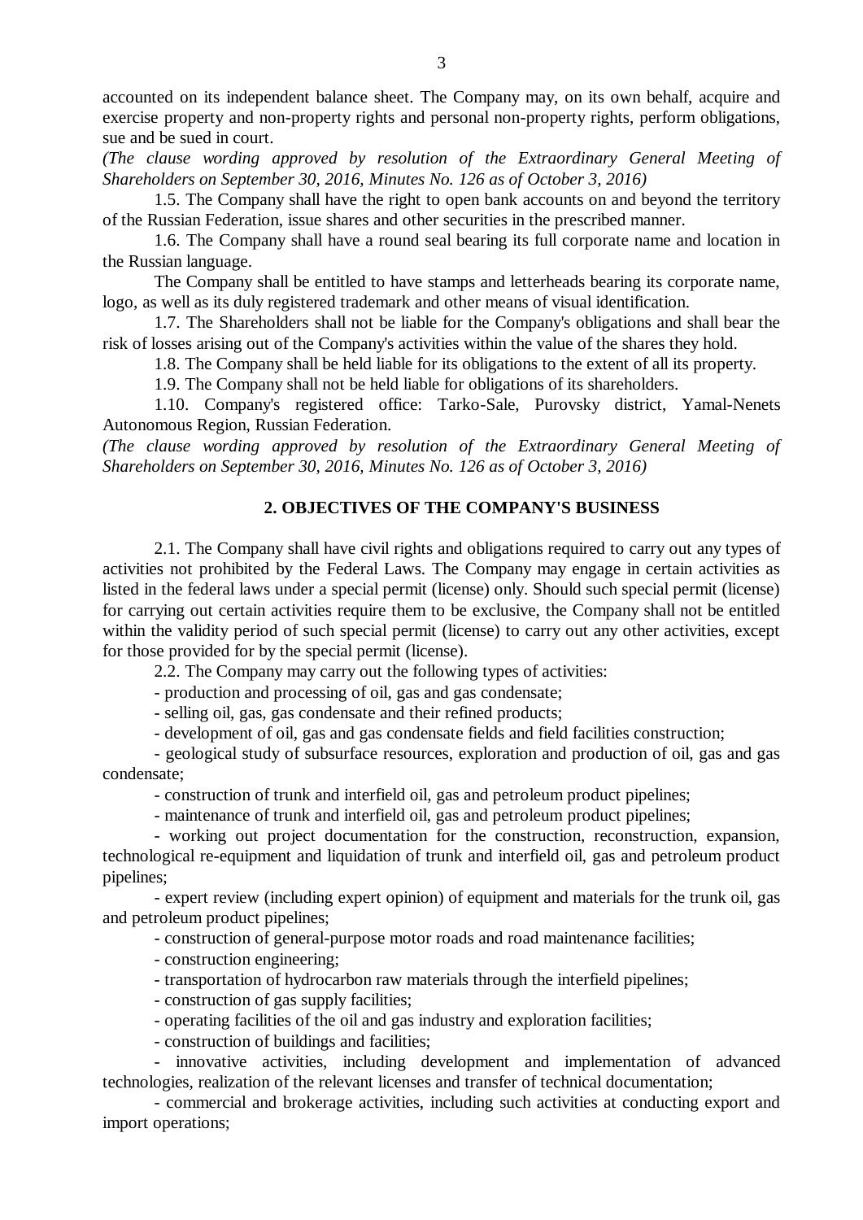accounted on its independent balance sheet. The Company may, on its own behalf, acquire and exercise property and non-property rights and personal non-property rights, perform obligations, sue and be sued in court.

*(The clause wording approved by resolution of the Extraordinary General Meeting of Shareholders on September 30, 2016, Minutes No. 126 as of October 3, 2016)*

1.5. The Company shall have the right to open bank accounts on and beyond the territory of the Russian Federation, issue shares and other securities in the prescribed manner.

1.6. The Company shall have a round seal bearing its full corporate name and location in the Russian language.

The Company shall be entitled to have stamps and letterheads bearing its corporate name, logo, as well as its duly registered trademark and other means of visual identification.

1.7. The Shareholders shall not be liable for the Company's obligations and shall bear the risk of losses arising out of the Company's activities within the value of the shares they hold.

1.8. The Company shall be held liable for its obligations to the extent of all its property.

1.9. The Company shall not be held liable for obligations of its shareholders.

1.10. Company's registered office: Tarko-Sale, Purovsky district, Yamal-Nenets Autonomous Region, Russian Federation.

*(The clause wording approved by resolution of the Extraordinary General Meeting of Shareholders on September 30, 2016, Minutes No. 126 as of October 3, 2016)*

## 2. OBJECTIVES OF THE COMPANY'S BUSINESS

2.1. The Company shall have civil rights and obligations required to carry out any types of activities not prohibited by the Federal Laws. The Company may engage in certain activities as listed in the federal laws under a special permit (license) only. Should such special permit (license) for carrying out certain activities require them to be exclusive, the Company shall not be entitled within the validity period of such special permit (license) to carry out any other activities, except for those provided for by the special permit (license).

2.2. The Company may carry out the following types of activities:

- production and processing of oil, gas and gas condensate;
- selling oil, gas, gas condensate and their refined products;
- development of oil, gas and gas condensate fields and field facilities construction;
- geological study of subsurface resources, exploration and production of oil, gas and gas condensate;
- construction of trunk and interfield oil, gas and petroleum product pipelines;
- maintenance of trunk and interfield oil, gas and petroleum product pipelines;
- working out project documentation for the construction, reconstruction, expansion, technological re-equipment and liquidation of trunk and interfield oil, gas and petroleum product pipelines;
- expert review (including expert opinion) of equipment and materials for the trunk oil, gas and petroleum product pipelines;
- construction of general-purpose motor roads and road maintenance facilities;
- construction engineering;
- transportation of hydrocarbon raw materials through the interfield pipelines;
- construction of gas supply facilities;
- operating facilities of the oil and gas industry and exploration facilities;
- construction of buildings and facilities;
- innovative activities, including development and implementation of advanced technologies, realization of the relevant licenses and transfer of technical documentation;
- commercial and brokerage activities, including such activities at conducting export and import operations;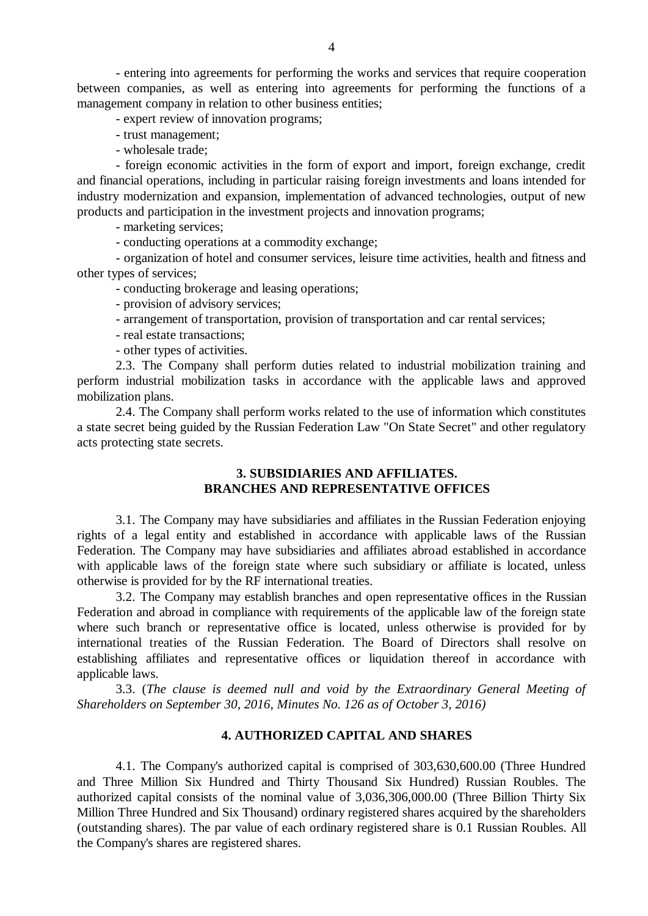- entering into agreements for performing the works and services that require cooperation between companies, as well as entering into agreements for performing the functions of a management company in relation to other business entities;

- expert review of innovation programs;

- trust management;

- wholesale trade;

- foreign economic activities in the form of export and import, foreign exchange, credit and financial operations, including in particular raising foreign investments and loans intended for industry modernization and expansion, implementation of advanced technologies, output of new products and participation in the investment projects and innovation programs;

- marketing services;

- conducting operations at a commodity exchange;

- organization of hotel and consumer services, leisure time activities, health and fitness and other types of services;

- conducting brokerage and leasing operations;

- provision of advisory services;

- arrangement of transportation, provision of transportation and car rental services;

- real estate transactions;

- other types of activities.

2.3. The Company shall perform duties related to industrial mobilization training and perform industrial mobilization tasks in accordance with the applicable laws and approved mobilization plans.

2.4. The Company shall perform works related to the use of information which constitutes a state secret being guided by the Russian Federation Law "On State Secret" and other regulatory acts protecting state secrets.

## 3. SUBSIDIARIES AND AFFILIATES. BRANCHES AND REPRESENTATIVE OFFICES

3.1. The Company may have subsidiaries and affiliates in the Russian Federation enjoying rights of a legal entity and established in accordance with applicable laws of the Russian Federation. The Company may have subsidiaries and affiliates abroad established in accordance with applicable laws of the foreign state where such subsidiary or affiliate is located, unless otherwise is provided for by the RF international treaties.

3.2. The Company may establish branches and open representative offices in the Russian Federation and abroad in compliance with requirements of the applicable law of the foreign state where such branch or representative office is located, unless otherwise is provided for by international treaties of the Russian Federation. The Board of Directors shall resolve on establishing affiliates and representative offices or liquidation thereof in accordance with applicable laws.

3.3. (*The clause is deemed null and void by the Extraordinary General Meeting of Shareholders on September 30, 2016, Minutes No. 126 as of October 3, 2016)*

## 4. AUTHORIZED CAPITAL AND SHARES

4.1. The Company's authorized capital is comprised of 303,630,600.00 (Three Hundred and Three Million Six Hundred and Thirty Thousand Six Hundred) Russian Roubles. The authorized capital consists of the nominal value of 3,036,306,000.00 (Three Billion Thirty Six Million Three Hundred and Six Thousand) ordinary registered shares acquired by the shareholders (outstanding shares). The par value of each ordinary registered share is 0.1 Russian Roubles. All the Company's shares are registered shares.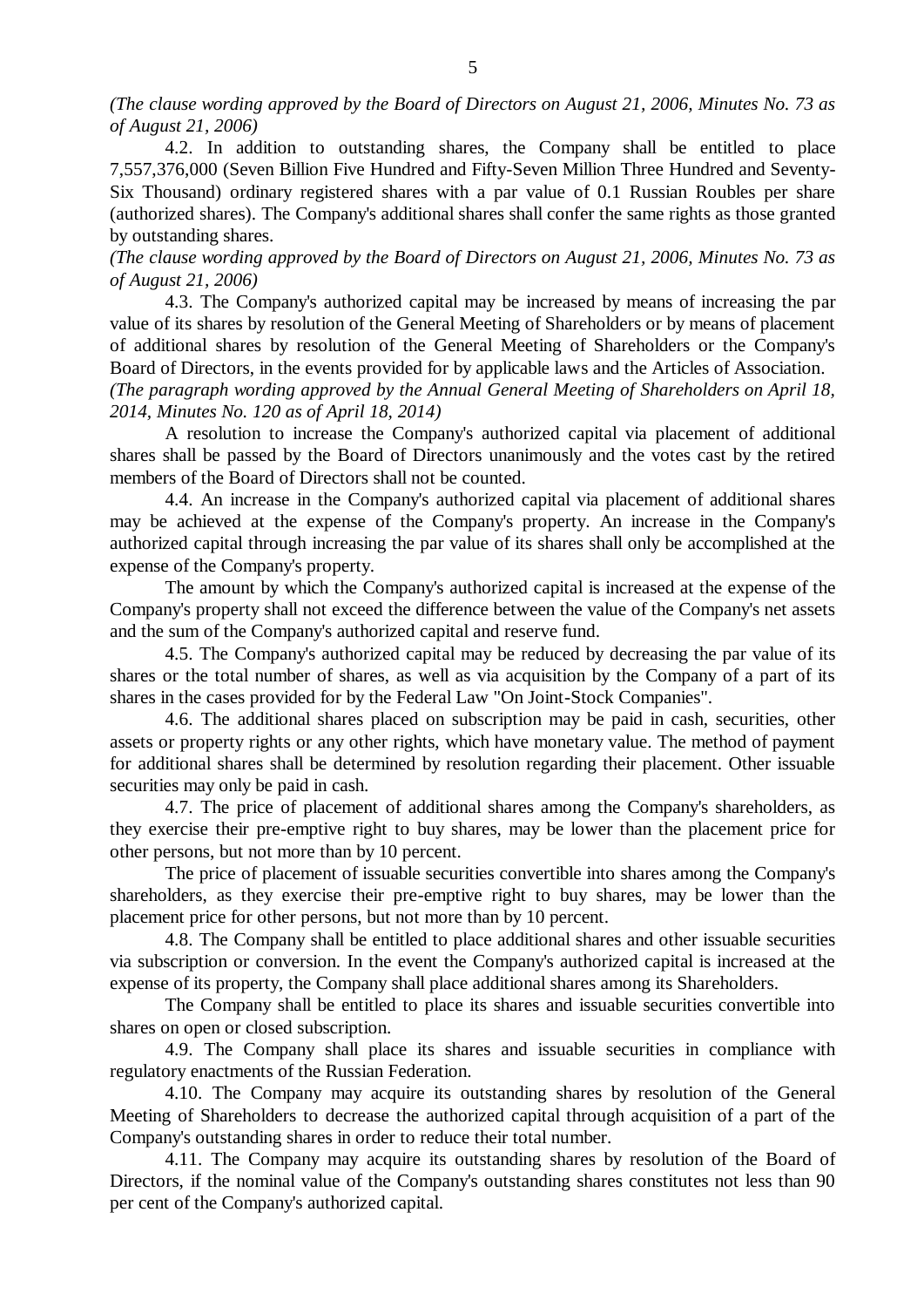*(The clause wording approved by the Board of Directors on August 21, 2006, Minutes No. 73 as of August 21, 2006)*

4.2. In addition to outstanding shares, the Company shall be entitled to place 7,557,376,000 (Seven Billion Five Hundred and Fifty-Seven Million Three Hundred and Seventy-Six Thousand) ordinary registered shares with a par value of 0.1 Russian Roubles per share (authorized shares). The Company's additional shares shall confer the same rights as those granted by outstanding shares.

*(The clause wording approved by the Board of Directors on August 21, 2006, Minutes No. 73 as of August 21, 2006)*

4.3. The Company's authorized capital may be increased by means of increasing the par value of its shares by resolution of the General Meeting of Shareholders or by means of placement of additional shares by resolution of the General Meeting of Shareholders or the Company's Board of Directors, in the events provided for by applicable laws and the Articles of Association.

*(The paragraph wording approved by the Annual General Meeting of Shareholders on April 18, 2014, Minutes No. 120 as of April 18, 2014)*

A resolution to increase the Company's authorized capital via placement of additional shares shall be passed by the Board of Directors unanimously and the votes cast by the retired members of the Board of Directors shall not be counted.

4.4. An increase in the Company's authorized capital via placement of additional shares may be achieved at the expense of the Company's property. An increase in the Company's authorized capital through increasing the par value of its shares shall only be accomplished at the expense of the Company's property.

The amount by which the Company's authorized capital is increased at the expense of the Company's property shall not exceed the difference between the value of the Company's net assets and the sum of the Company's authorized capital and reserve fund.

4.5. The Company's authorized capital may be reduced by decreasing the par value of its shares or the total number of shares, as well as via acquisition by the Company of a part of its shares in the cases provided for by the Federal Law "On Joint-Stock Companies".

4.6. The additional shares placed on subscription may be paid in cash, securities, other assets or property rights or any other rights, which have monetary value. The method of payment for additional shares shall be determined by resolution regarding their placement. Other issuable securities may only be paid in cash.

4.7. The price of placement of additional shares among the Company's shareholders, as they exercise their pre-emptive right to buy shares, may be lower than the placement price for other persons, but not more than by 10 percent.

The price of placement of issuable securities convertible into shares among the Company's shareholders, as they exercise their pre-emptive right to buy shares, may be lower than the placement price for other persons, but not more than by 10 percent.

4.8. The Company shall be entitled to place additional shares and other issuable securities via subscription or conversion. In the event the Company's authorized capital is increased at the expense of its property, the Company shall place additional shares among its Shareholders.

The Company shall be entitled to place its shares and issuable securities convertible into shares on open or closed subscription.

4.9. The Company shall place its shares and issuable securities in compliance with regulatory enactments of the Russian Federation.

4.10. The Company may acquire its outstanding shares by resolution of the General Meeting of Shareholders to decrease the authorized capital through acquisition of a part of the Company's outstanding shares in order to reduce their total number.

4.11. The Company may acquire its outstanding shares by resolution of the Board of Directors, if the nominal value of the Company's outstanding shares constitutes not less than 90 per cent of the Company's authorized capital.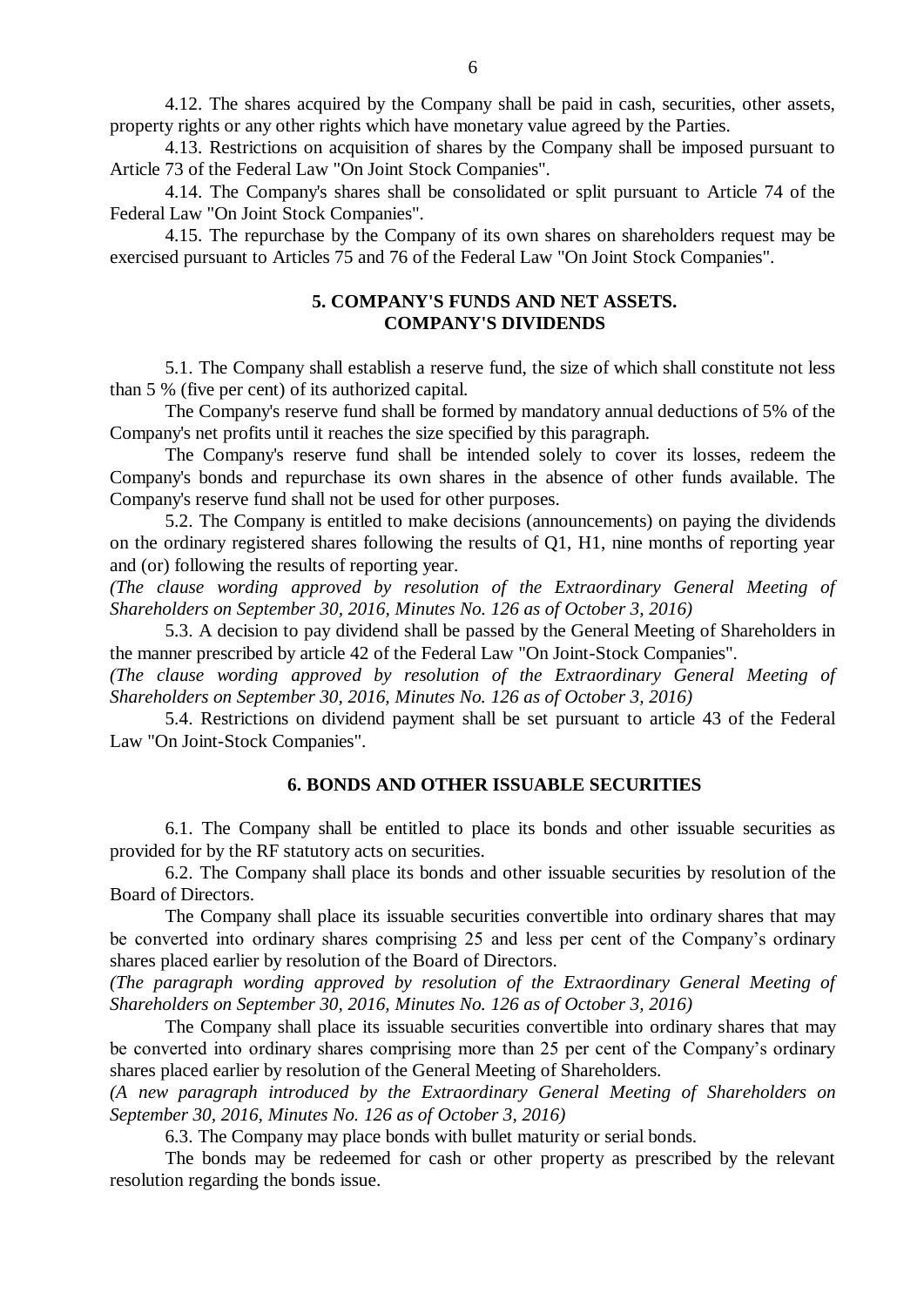4.12. The shares acquired by the Company shall be paid in cash, securities, other assets, property rights or any other rights which have monetary value agreed by the Parties.

4.13. Restrictions on acquisition of shares by the Company shall be imposed pursuant to Article 73 of the Federal Law "On Joint Stock Companies".

4.14. The Company's shares shall be consolidated or split pursuant to Article 74 of the Federal Law "On Joint Stock Companies".

4.15. The repurchase by the Company of its own shares on shareholders request may be exercised pursuant to Articles 75 and 76 of the Federal Law "On Joint Stock Companies".

## 5. COMPANY'S FUNDS AND NET ASSETS. COMPANY'S DIVIDENDS

5.1. The Company shall establish a reserve fund, the size of which shall constitute not less than 5 % (five per cent) of its authorized capital.

The Company's reserve fund shall be formed by mandatory annual deductions of 5% of the Company's net profits until it reaches the size specified by this paragraph.

The Company's reserve fund shall be intended solely to cover its losses, redeem the Company's bonds and repurchase its own shares in the absence of other funds available. The Company's reserve fund shall not be used for other purposes.

5.2. The Company is entitled to make decisions (announcements) on paying the dividends on the ordinary registered shares following the results of Q1, H1, nine months of reporting year and (or) following the results of reporting year.

*(The clause wording approved by resolution of the Extraordinary General Meeting of Shareholders on September 30, 2016, Minutes No. 126 as of October 3, 2016)*

5.3. A decision to pay dividend shall be passed by the General Meeting of Shareholders in the manner prescribed by article 42 of the Federal Law "On Joint-Stock Companies".

*(The clause wording approved by resolution of the Extraordinary General Meeting of Shareholders on September 30, 2016, Minutes No. 126 as of October 3, 2016)*

5.4. Restrictions on dividend payment shall be set pursuant to article 43 of the Federal Law "On Joint-Stock Companies".

## 6. BONDS AND OTHER ISSUABLE SECURITIES

6.1. The Company shall be entitled to place its bonds and other issuable securities as provided for by the RF statutory acts on securities.

6.2. The Company shall place its bonds and other issuable securities by resolution of the Board of Directors.

The Company shall place its issuable securities convertible into ordinary shares that may be converted into ordinary shares comprising 25 and less per cent of the Company's ordinary shares placed earlier by resolution of the Board of Directors.

*(The paragraph wording approved by resolution of the Extraordinary General Meeting of Shareholders on September 30, 2016, Minutes No. 126 as of October 3, 2016)*

The Company shall place its issuable securities convertible into ordinary shares that may be converted into ordinary shares comprising more than 25 per cent of the Company's ordinary shares placed earlier by resolution of the General Meeting of Shareholders.

*(A new paragraph introduced by the Extraordinary General Meeting of Shareholders on September 30, 2016, Minutes No. 126 as of October 3, 2016)*

6.3. The Company may place bonds with bullet maturity or serial bonds.

The bonds may be redeemed for cash or other property as prescribed by the relevant resolution regarding the bonds issue.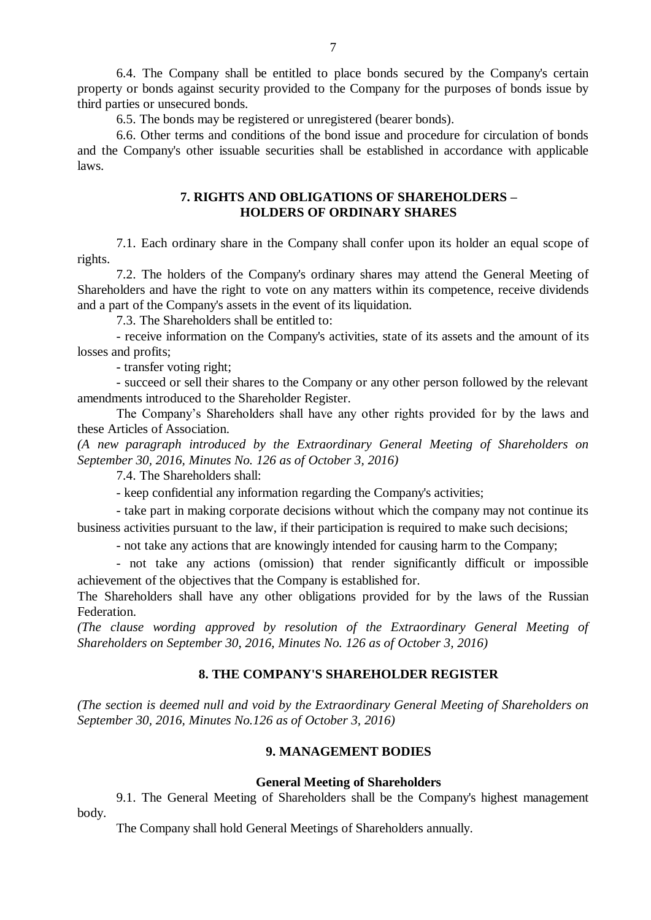6.4. The Company shall be entitled to place bonds secured by the Company's certain property or bonds against security provided to the Company for the purposes of bonds issue by third parties or unsecured bonds.

6.5. The bonds may be registered or unregistered (bearer bonds).

6.6. Other terms and conditions of the bond issue and procedure for circulation of bonds and the Company's other issuable securities shall be established in accordance with applicable laws.

## 7. RIGHTS AND OBLIGATIONS OF SHAREHOLDERS – HOLDERS OF ORDINARY SHARES

7.1. Each ordinary share in the Company shall confer upon its holder an equal scope of rights.

7.2. The holders of the Company's ordinary shares may attend the General Meeting of Shareholders and have the right to vote on any matters within its competence, receive dividends and a part of the Company's assets in the event of its liquidation.

7.3. The Shareholders shall be entitled to:

- receive information on the Company's activities, state of its assets and the amount of its losses and profits;
- transfer voting right;
- succeed or sell their shares to the Company or any other person followed by the relevant amendments introduced to the Shareholder Register.

The Company's Shareholders shall have any other rights provided for by the laws and these Articles of Association.
*(A new paragraph introduced by the Extraordinary General Meeting of Shareholders on September 30, 2016, Minutes No. 126 as of October 3, 2016)*

7.4. The Shareholders shall:

- keep confidential any information regarding the Company's activities;
- take part in making corporate decisions without which the company may not continue its business activities pursuant to the law, if their participation is required to make such decisions;
- not take any actions that are knowingly intended for causing harm to the Company;
- not take any actions (omission) that render significantly difficult or impossible achievement of the objectives that the Company is established for.

The Shareholders shall have any other obligations provided for by the laws of the Russian Federation.
*(The clause wording approved by resolution of the Extraordinary General Meeting of Shareholders on September 30, 2016, Minutes No. 126 as of October 3, 2016)*

## 8. THE COMPANY'S SHAREHOLDER REGISTER

*(The section is deemed null and void by the Extraordinary General Meeting of Shareholders on September 30, 2016, Minutes No.126 as of October 3, 2016)*

## 9. MANAGEMENT BODIES

### General Meeting of Shareholders

9.1. The General Meeting of Shareholders shall be the Company's highest management body.

The Company shall hold General Meetings of Shareholders annually.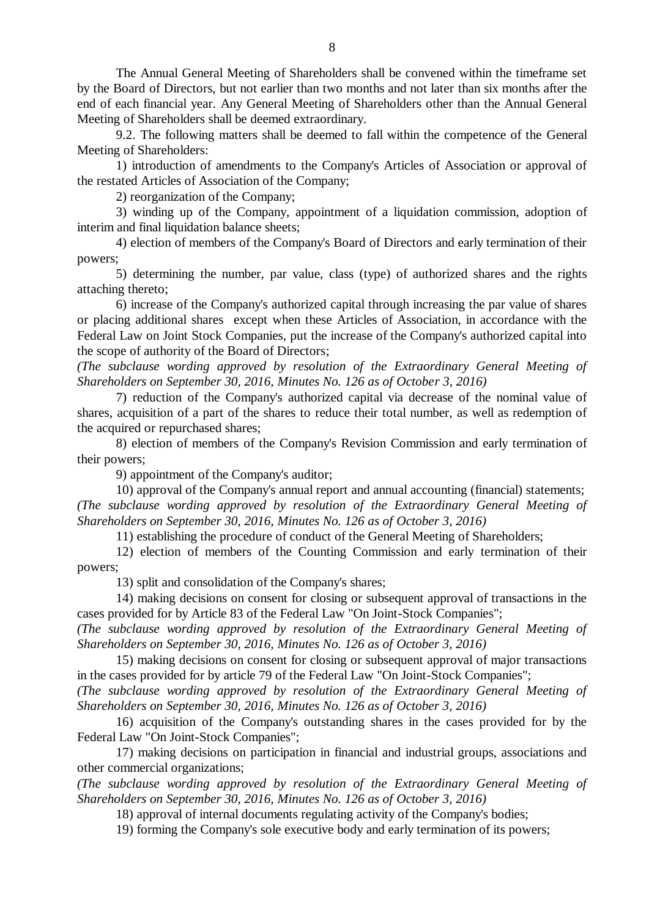The Annual General Meeting of Shareholders shall be convened within the timeframe set by the Board of Directors, but not earlier than two months and not later than six months after the end of each financial year. Any General Meeting of Shareholders other than the Annual General Meeting of Shareholders shall be deemed extraordinary.

9.2. The following matters shall be deemed to fall within the competence of the General Meeting of Shareholders:

1) introduction of amendments to the Company's Articles of Association or approval of the restated Articles of Association of the Company;

2) reorganization of the Company;

3) winding up of the Company, appointment of a liquidation commission, adoption of interim and final liquidation balance sheets;

4) election of members of the Company's Board of Directors and early termination of their powers;

5) determining the number, par value, class (type) of authorized shares and the rights attaching thereto;

6) increase of the Company's authorized capital through increasing the par value of shares or placing additional shares except when these Articles of Association, in accordance with the Federal Law on Joint Stock Companies, put the increase of the Company's authorized capital into the scope of authority of the Board of Directors;

*(The subclause wording approved by resolution of the Extraordinary General Meeting of Shareholders on September 30, 2016, Minutes No. 126 as of October 3, 2016)*

7) reduction of the Company's authorized capital via decrease of the nominal value of shares, acquisition of a part of the shares to reduce their total number, as well as redemption of the acquired or repurchased shares;

8) election of members of the Company's Revision Commission and early termination of their powers;

9) appointment of the Company's auditor;

10) approval of the Company's annual report and annual accounting (financial) statements;

*(The subclause wording approved by resolution of the Extraordinary General Meeting of Shareholders on September 30, 2016, Minutes No. 126 as of October 3, 2016)*

11) establishing the procedure of conduct of the General Meeting of Shareholders;

12) election of members of the Counting Commission and early termination of their powers;

13) split and consolidation of the Company's shares;

14) making decisions on consent for closing or subsequent approval of transactions in the cases provided for by Article 83 of the Federal Law "On Joint-Stock Companies";

*(The subclause wording approved by resolution of the Extraordinary General Meeting of Shareholders on September 30, 2016, Minutes No. 126 as of October 3, 2016)*

15) making decisions on consent for closing or subsequent approval of major transactions in the cases provided for by article 79 of the Federal Law "On Joint-Stock Companies";

*(The subclause wording approved by resolution of the Extraordinary General Meeting of Shareholders on September 30, 2016, Minutes No. 126 as of October 3, 2016)*

16) acquisition of the Company's outstanding shares in the cases provided for by the Federal Law "On Joint-Stock Companies";

17) making decisions on participation in financial and industrial groups, associations and other commercial organizations;

*(The subclause wording approved by resolution of the Extraordinary General Meeting of Shareholders on September 30, 2016, Minutes No. 126 as of October 3, 2016)*

18) approval of internal documents regulating activity of the Company's bodies;

19) forming the Company's sole executive body and early termination of its powers;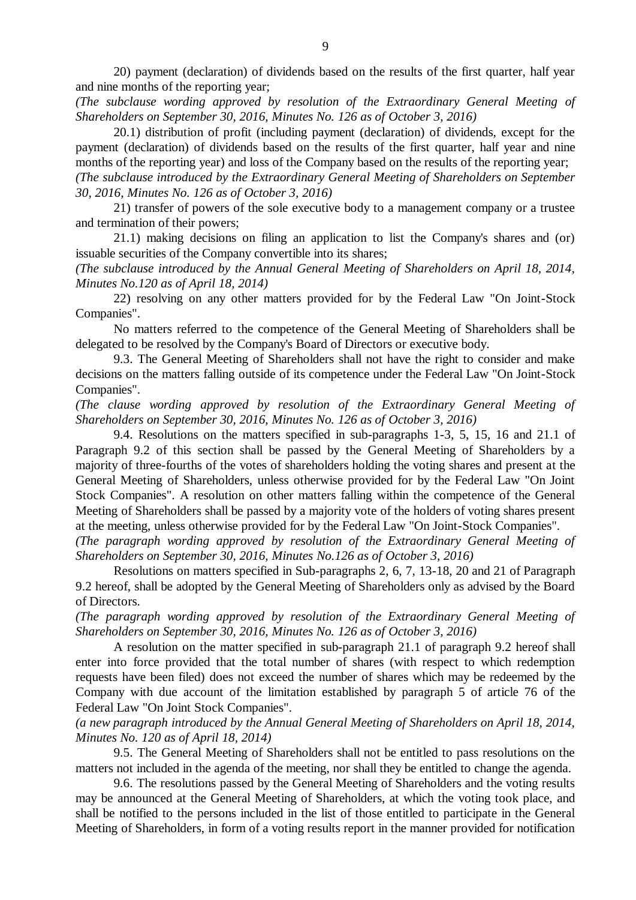20) payment (declaration) of dividends based on the results of the first quarter, half year and nine months of the reporting year;

*(The subclause wording approved by resolution of the Extraordinary General Meeting of Shareholders on September 30, 2016, Minutes No. 126 as of October 3, 2016)*

20.1) distribution of profit (including payment (declaration) of dividends, except for the payment (declaration) of dividends based on the results of the first quarter, half year and nine months of the reporting year) and loss of the Company based on the results of the reporting year;

*(The subclause introduced by the Extraordinary General Meeting of Shareholders on September 30, 2016, Minutes No. 126 as of October 3, 2016)*

21) transfer of powers of the sole executive body to a management company or a trustee and termination of their powers;

21.1) making decisions on filing an application to list the Company's shares and (or) issuable securities of the Company convertible into its shares;

*(The subclause introduced by the Annual General Meeting of Shareholders on April 18, 2014, Minutes No.120 as of April 18, 2014)*

22) resolving on any other matters provided for by the Federal Law "On Joint-Stock Companies".

No matters referred to the competence of the General Meeting of Shareholders shall be delegated to be resolved by the Company's Board of Directors or executive body.

9.3. The General Meeting of Shareholders shall not have the right to consider and make decisions on the matters falling outside of its competence under the Federal Law "On Joint-Stock Companies".

*(The clause wording approved by resolution of the Extraordinary General Meeting of Shareholders on September 30, 2016, Minutes No. 126 as of October 3, 2016)*

9.4. Resolutions on the matters specified in sub-paragraphs 1-3, 5, 15, 16 and 21.1 of Paragraph 9.2 of this section shall be passed by the General Meeting of Shareholders by a majority of three-fourths of the votes of shareholders holding the voting shares and present at the General Meeting of Shareholders, unless otherwise provided for by the Federal Law "On Joint Stock Companies". A resolution on other matters falling within the competence of the General Meeting of Shareholders shall be passed by a majority vote of the holders of voting shares present at the meeting, unless otherwise provided for by the Federal Law "On Joint-Stock Companies".

*(The paragraph wording approved by resolution of the Extraordinary General Meeting of Shareholders on September 30, 2016, Minutes No.126 as of October 3, 2016)*

Resolutions on matters specified in Sub-paragraphs 2, 6, 7, 13-18, 20 and 21 of Paragraph 9.2 hereof, shall be adopted by the General Meeting of Shareholders only as advised by the Board of Directors.

*(The paragraph wording approved by resolution of the Extraordinary General Meeting of Shareholders on September 30, 2016, Minutes No. 126 as of October 3, 2016)*

A resolution on the matter specified in sub-paragraph 21.1 of paragraph 9.2 hereof shall enter into force provided that the total number of shares (with respect to which redemption requests have been filed) does not exceed the number of shares which may be redeemed by the Company with due account of the limitation established by paragraph 5 of article 76 of the Federal Law "On Joint Stock Companies".

*(a new paragraph introduced by the Annual General Meeting of Shareholders on April 18, 2014, Minutes No. 120 as of April 18, 2014)*

9.5. The General Meeting of Shareholders shall not be entitled to pass resolutions on the matters not included in the agenda of the meeting, nor shall they be entitled to change the agenda.

9.6. The resolutions passed by the General Meeting of Shareholders and the voting results may be announced at the General Meeting of Shareholders, at which the voting took place, and shall be notified to the persons included in the list of those entitled to participate in the General Meeting of Shareholders, in form of a voting results report in the manner provided for notification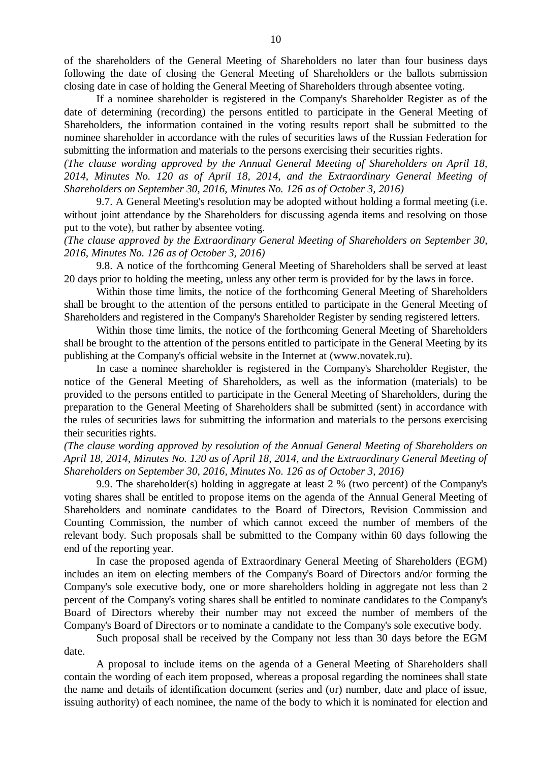of the shareholders of the General Meeting of Shareholders no later than four business days following the date of closing the General Meeting of Shareholders or the ballots submission closing date in case of holding the General Meeting of Shareholders through absentee voting.

If a nominee shareholder is registered in the Company's Shareholder Register as of the date of determining (recording) the persons entitled to participate in the General Meeting of Shareholders, the information contained in the voting results report shall be submitted to the nominee shareholder in accordance with the rules of securities laws of the Russian Federation for submitting the information and materials to the persons exercising their securities rights.

*(The clause wording approved by the Annual General Meeting of Shareholders on April 18, 2014, Minutes No. 120 as of April 18, 2014, and the Extraordinary General Meeting of Shareholders on September 30, 2016, Minutes No. 126 as of October 3, 2016)*

9.7. A General Meeting's resolution may be adopted without holding a formal meeting (i.e. without joint attendance by the Shareholders for discussing agenda items and resolving on those put to the vote), but rather by absentee voting.

*(The clause approved by the Extraordinary General Meeting of Shareholders on September 30, 2016, Minutes No. 126 as of October 3, 2016)*

9.8. A notice of the forthcoming General Meeting of Shareholders shall be served at least 20 days prior to holding the meeting, unless any other term is provided for by the laws in force.

Within those time limits, the notice of the forthcoming General Meeting of Shareholders shall be brought to the attention of the persons entitled to participate in the General Meeting of Shareholders and registered in the Company's Shareholder Register by sending registered letters.

Within those time limits, the notice of the forthcoming General Meeting of Shareholders shall be brought to the attention of the persons entitled to participate in the General Meeting by its publishing at the Company's official website in the Internet at (www.novatek.ru).

In case a nominee shareholder is registered in the Company's Shareholder Register, the notice of the General Meeting of Shareholders, as well as the information (materials) to be provided to the persons entitled to participate in the General Meeting of Shareholders, during the preparation to the General Meeting of Shareholders shall be submitted (sent) in accordance with the rules of securities laws for submitting the information and materials to the persons exercising their securities rights.

*(The clause wording approved by resolution of the Annual General Meeting of Shareholders on April 18, 2014, Minutes No. 120 as of April 18, 2014, and the Extraordinary General Meeting of Shareholders on September 30, 2016, Minutes No. 126 as of October 3, 2016)*

9.9. The shareholder(s) holding in aggregate at least 2 % (two percent) of the Company's voting shares shall be entitled to propose items on the agenda of the Annual General Meeting of Shareholders and nominate candidates to the Board of Directors, Revision Commission and Counting Commission, the number of which cannot exceed the number of members of the relevant body. Such proposals shall be submitted to the Company within 60 days following the end of the reporting year.

In case the proposed agenda of Extraordinary General Meeting of Shareholders (EGM) includes an item on electing members of the Company's Board of Directors and/or forming the Company's sole executive body, one or more shareholders holding in aggregate not less than 2 percent of the Company's voting shares shall be entitled to nominate candidates to the Company's Board of Directors whereby their number may not exceed the number of members of the Company's Board of Directors or to nominate a candidate to the Company's sole executive body.

Such proposal shall be received by the Company not less than 30 days before the EGM date.

A proposal to include items on the agenda of a General Meeting of Shareholders shall contain the wording of each item proposed, whereas a proposal regarding the nominees shall state the name and details of identification document (series and (or) number, date and place of issue, issuing authority) of each nominee, the name of the body to which it is nominated for election and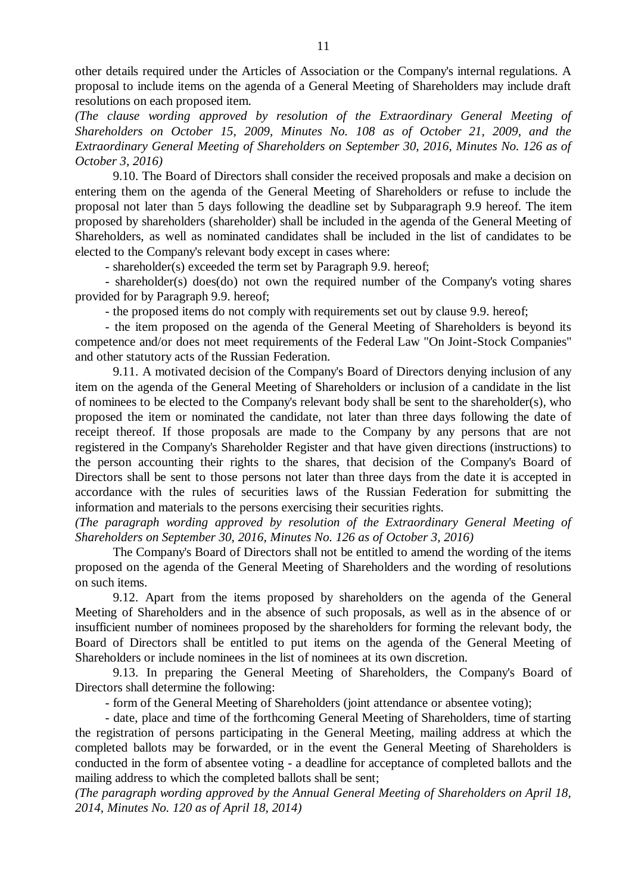other details required under the Articles of Association or the Company's internal regulations. A proposal to include items on the agenda of a General Meeting of Shareholders may include draft resolutions on each proposed item.

*(The clause wording approved by resolution of the Extraordinary General Meeting of Shareholders on October 15, 2009, Minutes No. 108 as of October 21, 2009, and the Extraordinary General Meeting of Shareholders on September 30, 2016, Minutes No. 126 as of October 3, 2016)*

9.10. The Board of Directors shall consider the received proposals and make a decision on entering them on the agenda of the General Meeting of Shareholders or refuse to include the proposal not later than 5 days following the deadline set by Subparagraph 9.9 hereof. The item proposed by shareholders (shareholder) shall be included in the agenda of the General Meeting of Shareholders, as well as nominated candidates shall be included in the list of candidates to be elected to the Company's relevant body except in cases where:

- shareholder(s) exceeded the term set by Paragraph 9.9. hereof;
- shareholder(s) does(do) not own the required number of the Company's voting shares provided for by Paragraph 9.9. hereof;
- the proposed items do not comply with requirements set out by clause 9.9. hereof;
- the item proposed on the agenda of the General Meeting of Shareholders is beyond its competence and/or does not meet requirements of the Federal Law "On Joint-Stock Companies" and other statutory acts of the Russian Federation.

9.11. A motivated decision of the Company's Board of Directors denying inclusion of any item on the agenda of the General Meeting of Shareholders or inclusion of a candidate in the list of nominees to be elected to the Company's relevant body shall be sent to the shareholder(s), who proposed the item or nominated the candidate, not later than three days following the date of receipt thereof. If those proposals are made to the Company by any persons that are not registered in the Company's Shareholder Register and that have given directions (instructions) to the person accounting their rights to the shares, that decision of the Company's Board of Directors shall be sent to those persons not later than three days from the date it is accepted in accordance with the rules of securities laws of the Russian Federation for submitting the information and materials to the persons exercising their securities rights.

*(The paragraph wording approved by resolution of the Extraordinary General Meeting of Shareholders on September 30, 2016, Minutes No. 126 as of October 3, 2016)*

The Company's Board of Directors shall not be entitled to amend the wording of the items proposed on the agenda of the General Meeting of Shareholders and the wording of resolutions on such items.

9.12. Apart from the items proposed by shareholders on the agenda of the General Meeting of Shareholders and in the absence of such proposals, as well as in the absence of or insufficient number of nominees proposed by the shareholders for forming the relevant body, the Board of Directors shall be entitled to put items on the agenda of the General Meeting of Shareholders or include nominees in the list of nominees at its own discretion.

9.13. In preparing the General Meeting of Shareholders, the Company's Board of Directors shall determine the following:

- form of the General Meeting of Shareholders (joint attendance or absentee voting);
- date, place and time of the forthcoming General Meeting of Shareholders, time of starting the registration of persons participating in the General Meeting, mailing address at which the completed ballots may be forwarded, or in the event the General Meeting of Shareholders is conducted in the form of absentee voting - a deadline for acceptance of completed ballots and the mailing address to which the completed ballots shall be sent;

*(The paragraph wording approved by the Annual General Meeting of Shareholders on April 18, 2014, Minutes No. 120 as of April 18, 2014)*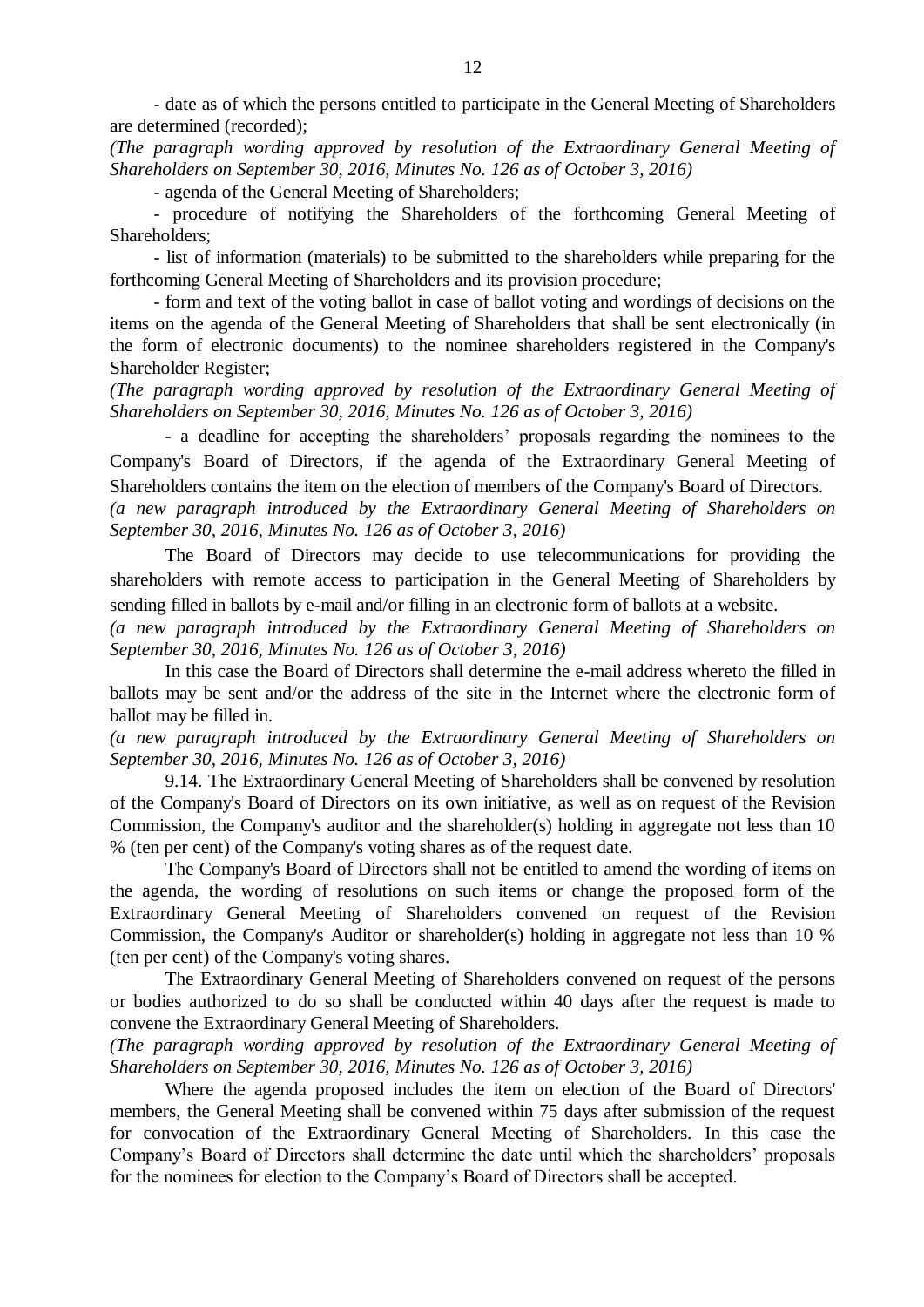- date as of which the persons entitled to participate in the General Meeting of Shareholders are determined (recorded);

*(The paragraph wording approved by resolution of the Extraordinary General Meeting of Shareholders on September 30, 2016, Minutes No. 126 as of October 3, 2016)*

- agenda of the General Meeting of Shareholders;

- procedure of notifying the Shareholders of the forthcoming General Meeting of Shareholders;

- list of information (materials) to be submitted to the shareholders while preparing for the forthcoming General Meeting of Shareholders and its provision procedure;

- form and text of the voting ballot in case of ballot voting and wordings of decisions on the items on the agenda of the General Meeting of Shareholders that shall be sent electronically (in the form of electronic documents) to the nominee shareholders registered in the Company's Shareholder Register;

*(The paragraph wording approved by resolution of the Extraordinary General Meeting of Shareholders on September 30, 2016, Minutes No. 126 as of October 3, 2016)*

- a deadline for accepting the shareholders' proposals regarding the nominees to the Company's Board of Directors, if the agenda of the Extraordinary General Meeting of Shareholders contains the item on the election of members of the Company's Board of Directors.

*(a new paragraph introduced by the Extraordinary General Meeting of Shareholders on September 30, 2016, Minutes No. 126 as of October 3, 2016)*

The Board of Directors may decide to use telecommunications for providing the shareholders with remote access to participation in the General Meeting of Shareholders by sending filled in ballots by e-mail and/or filling in an electronic form of ballots at a website.

*(a new paragraph introduced by the Extraordinary General Meeting of Shareholders on September 30, 2016, Minutes No. 126 as of October 3, 2016)*

In this case the Board of Directors shall determine the e-mail address whereto the filled in ballots may be sent and/or the address of the site in the Internet where the electronic form of ballot may be filled in.

*(a new paragraph introduced by the Extraordinary General Meeting of Shareholders on September 30, 2016, Minutes No. 126 as of October 3, 2016)*

9.14. The Extraordinary General Meeting of Shareholders shall be convened by resolution of the Company's Board of Directors on its own initiative, as well as on request of the Revision Commission, the Company's auditor and the shareholder(s) holding in aggregate not less than 10 % (ten per cent) of the Company's voting shares as of the request date.

The Company's Board of Directors shall not be entitled to amend the wording of items on the agenda, the wording of resolutions on such items or change the proposed form of the Extraordinary General Meeting of Shareholders convened on request of the Revision Commission, the Company's Auditor or shareholder(s) holding in aggregate not less than 10 % (ten per cent) of the Company's voting shares.

The Extraordinary General Meeting of Shareholders convened on request of the persons or bodies authorized to do so shall be conducted within 40 days after the request is made to convene the Extraordinary General Meeting of Shareholders.

*(The paragraph wording approved by resolution of the Extraordinary General Meeting of Shareholders on September 30, 2016, Minutes No. 126 as of October 3, 2016)*

Where the agenda proposed includes the item on election of the Board of Directors' members, the General Meeting shall be convened within 75 days after submission of the request for convocation of the Extraordinary General Meeting of Shareholders. In this case the Company's Board of Directors shall determine the date until which the shareholders' proposals for the nominees for election to the Company's Board of Directors shall be accepted.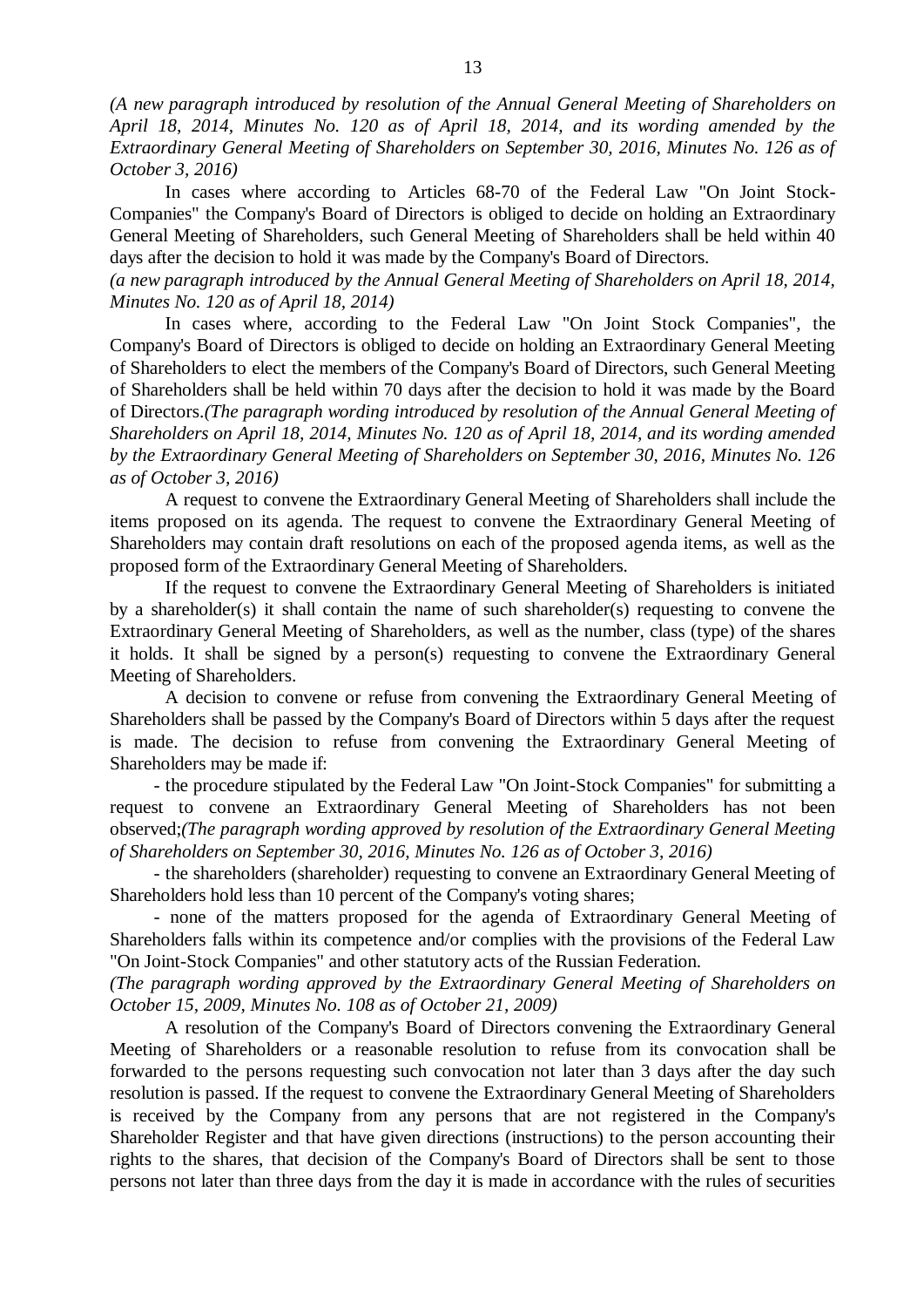*(A new paragraph introduced by resolution of the Annual General Meeting of Shareholders on April 18, 2014, Minutes No. 120 as of April 18, 2014, and its wording amended by the Extraordinary General Meeting of Shareholders on September 30, 2016, Minutes No. 126 as of October 3, 2016)*

In cases where according to Articles 68-70 of the Federal Law "On Joint Stock-Companies" the Company's Board of Directors is obliged to decide on holding an Extraordinary General Meeting of Shareholders, such General Meeting of Shareholders shall be held within 40 days after the decision to hold it was made by the Company's Board of Directors.

*(a new paragraph introduced by the Annual General Meeting of Shareholders on April 18, 2014, Minutes No. 120 as of April 18, 2014)*

In cases where, according to the Federal Law "On Joint Stock Companies", the Company's Board of Directors is obliged to decide on holding an Extraordinary General Meeting of Shareholders to elect the members of the Company's Board of Directors, such General Meeting of Shareholders shall be held within 70 days after the decision to hold it was made by the Board of Directors.*(The paragraph wording introduced by resolution of the Annual General Meeting of Shareholders on April 18, 2014, Minutes No. 120 as of April 18, 2014, and its wording amended by the Extraordinary General Meeting of Shareholders on September 30, 2016, Minutes No. 126 as of October 3, 2016)*

A request to convene the Extraordinary General Meeting of Shareholders shall include the items proposed on its agenda. The request to convene the Extraordinary General Meeting of Shareholders may contain draft resolutions on each of the proposed agenda items, as well as the proposed form of the Extraordinary General Meeting of Shareholders.

If the request to convene the Extraordinary General Meeting of Shareholders is initiated by a shareholder(s) it shall contain the name of such shareholder(s) requesting to convene the Extraordinary General Meeting of Shareholders, as well as the number, class (type) of the shares it holds. It shall be signed by a person(s) requesting to convene the Extraordinary General Meeting of Shareholders.

A decision to convene or refuse from convening the Extraordinary General Meeting of Shareholders shall be passed by the Company's Board of Directors within 5 days after the request is made. The decision to refuse from convening the Extraordinary General Meeting of Shareholders may be made if:

- the procedure stipulated by the Federal Law "On Joint-Stock Companies" for submitting a request to convene an Extraordinary General Meeting of Shareholders has not been observed;*(The paragraph wording approved by resolution of the Extraordinary General Meeting of Shareholders on September 30, 2016, Minutes No. 126 as of October 3, 2016)*
- the shareholders (shareholder) requesting to convene an Extraordinary General Meeting of Shareholders hold less than 10 percent of the Company's voting shares;
- none of the matters proposed for the agenda of Extraordinary General Meeting of Shareholders falls within its competence and/or complies with the provisions of the Federal Law "On Joint-Stock Companies" and other statutory acts of the Russian Federation.

*(The paragraph wording approved by the Extraordinary General Meeting of Shareholders on October 15, 2009, Minutes No. 108 as of October 21, 2009)*

A resolution of the Company's Board of Directors convening the Extraordinary General Meeting of Shareholders or a reasonable resolution to refuse from its convocation shall be forwarded to the persons requesting such convocation not later than 3 days after the day such resolution is passed. If the request to convene the Extraordinary General Meeting of Shareholders is received by the Company from any persons that are not registered in the Company's Shareholder Register and that have given directions (instructions) to the person accounting their rights to the shares, that decision of the Company's Board of Directors shall be sent to those persons not later than three days from the day it is made in accordance with the rules of securities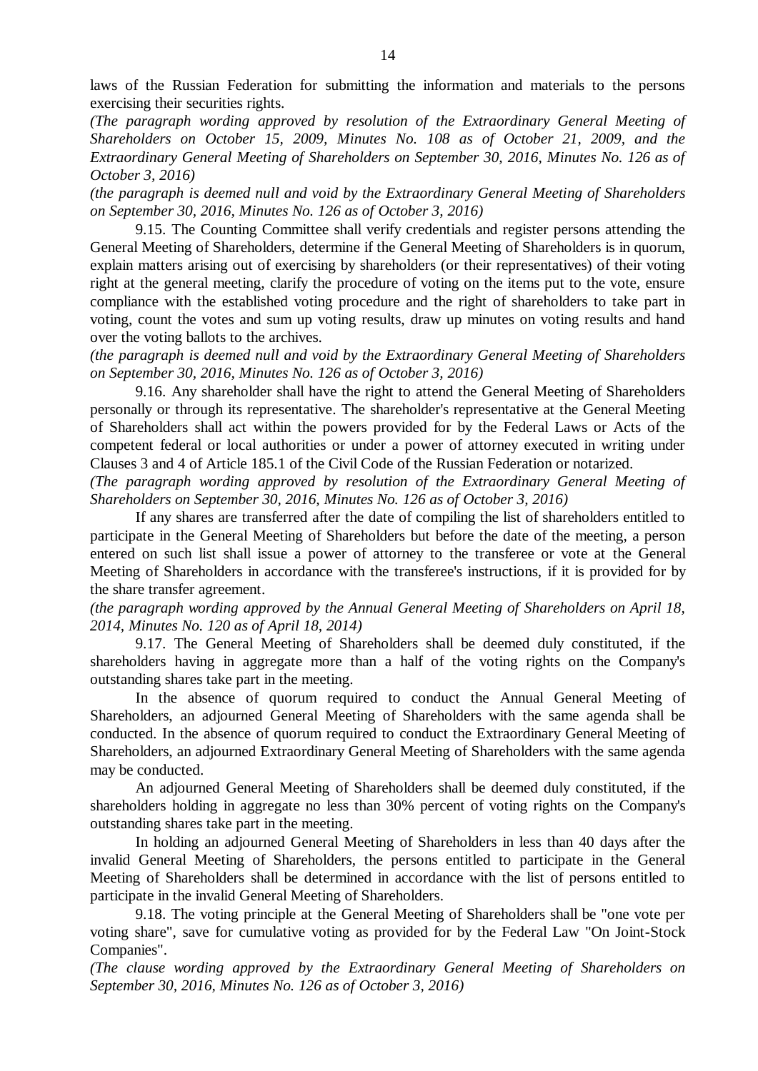laws of the Russian Federation for submitting the information and materials to the persons exercising their securities rights.

*(The paragraph wording approved by resolution of the Extraordinary General Meeting of Shareholders on October 15, 2009, Minutes No. 108 as of October 21, 2009, and the Extraordinary General Meeting of Shareholders on September 30, 2016, Minutes No. 126 as of October 3, 2016)*

*(the paragraph is deemed null and void by the Extraordinary General Meeting of Shareholders on September 30, 2016, Minutes No. 126 as of October 3, 2016)*

9.15. The Counting Committee shall verify credentials and register persons attending the General Meeting of Shareholders, determine if the General Meeting of Shareholders is in quorum, explain matters arising out of exercising by shareholders (or their representatives) of their voting right at the general meeting, clarify the procedure of voting on the items put to the vote, ensure compliance with the established voting procedure and the right of shareholders to take part in voting, count the votes and sum up voting results, draw up minutes on voting results and hand over the voting ballots to the archives.

*(the paragraph is deemed null and void by the Extraordinary General Meeting of Shareholders on September 30, 2016, Minutes No. 126 as of October 3, 2016)*

9.16. Any shareholder shall have the right to attend the General Meeting of Shareholders personally or through its representative. The shareholder's representative at the General Meeting of Shareholders shall act within the powers provided for by the Federal Laws or Acts of the competent federal or local authorities or under a power of attorney executed in writing under Clauses 3 and 4 of Article 185.1 of the Civil Code of the Russian Federation or notarized.

*(The paragraph wording approved by resolution of the Extraordinary General Meeting of Shareholders on September 30, 2016, Minutes No. 126 as of October 3, 2016)*

If any shares are transferred after the date of compiling the list of shareholders entitled to participate in the General Meeting of Shareholders but before the date of the meeting, a person entered on such list shall issue a power of attorney to the transferee or vote at the General Meeting of Shareholders in accordance with the transferee's instructions, if it is provided for by the share transfer agreement.

*(the paragraph wording approved by the Annual General Meeting of Shareholders on April 18, 2014, Minutes No. 120 as of April 18, 2014)*

9.17. The General Meeting of Shareholders shall be deemed duly constituted, if the shareholders having in aggregate more than a half of the voting rights on the Company's outstanding shares take part in the meeting.

In the absence of quorum required to conduct the Annual General Meeting of Shareholders, an adjourned General Meeting of Shareholders with the same agenda shall be conducted. In the absence of quorum required to conduct the Extraordinary General Meeting of Shareholders, an adjourned Extraordinary General Meeting of Shareholders with the same agenda may be conducted.

An adjourned General Meeting of Shareholders shall be deemed duly constituted, if the shareholders holding in aggregate no less than 30% percent of voting rights on the Company's outstanding shares take part in the meeting.

In holding an adjourned General Meeting of Shareholders in less than 40 days after the invalid General Meeting of Shareholders, the persons entitled to participate in the General Meeting of Shareholders shall be determined in accordance with the list of persons entitled to participate in the invalid General Meeting of Shareholders.

9.18. The voting principle at the General Meeting of Shareholders shall be "one vote per voting share", save for cumulative voting as provided for by the Federal Law "On Joint-Stock Companies".

*(The clause wording approved by the Extraordinary General Meeting of Shareholders on September 30, 2016, Minutes No. 126 as of October 3, 2016)*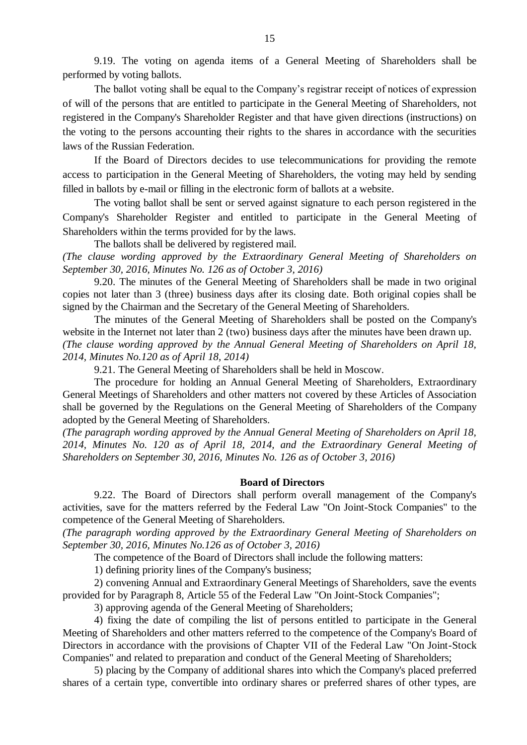9.19. The voting on agenda items of a General Meeting of Shareholders shall be performed by voting ballots.

The ballot voting shall be equal to the Company's registrar receipt of notices of expression of will of the persons that are entitled to participate in the General Meeting of Shareholders, not registered in the Company's Shareholder Register and that have given directions (instructions) on the voting to the persons accounting their rights to the shares in accordance with the securities laws of the Russian Federation.

If the Board of Directors decides to use telecommunications for providing the remote access to participation in the General Meeting of Shareholders, the voting may held by sending filled in ballots by e-mail or filling in the electronic form of ballots at a website.

The voting ballot shall be sent or served against signature to each person registered in the Company's Shareholder Register and entitled to participate in the General Meeting of Shareholders within the terms provided for by the laws.

The ballots shall be delivered by registered mail.

*(The clause wording approved by the Extraordinary General Meeting of Shareholders on September 30, 2016, Minutes No. 126 as of October 3, 2016)*

9.20. The minutes of the General Meeting of Shareholders shall be made in two original copies not later than 3 (three) business days after its closing date. Both original copies shall be signed by the Chairman and the Secretary of the General Meeting of Shareholders.

The minutes of the General Meeting of Shareholders shall be posted on the Company's website in the Internet not later than 2 (two) business days after the minutes have been drawn up.

*(The clause wording approved by the Annual General Meeting of Shareholders on April 18, 2014, Minutes No.120 as of April 18, 2014)*

9.21. The General Meeting of Shareholders shall be held in Moscow.

The procedure for holding an Annual General Meeting of Shareholders, Extraordinary General Meetings of Shareholders and other matters not covered by these Articles of Association shall be governed by the Regulations on the General Meeting of Shareholders of the Company adopted by the General Meeting of Shareholders.

*(The paragraph wording approved by the Annual General Meeting of Shareholders on April 18, 2014, Minutes No. 120 as of April 18, 2014, and the Extraordinary General Meeting of Shareholders on September 30, 2016, Minutes No. 126 as of October 3, 2016)*

## Board of Directors

9.22. The Board of Directors shall perform overall management of the Company's activities, save for the matters referred by the Federal Law "On Joint-Stock Companies" to the competence of the General Meeting of Shareholders.

*(The paragraph wording approved by the Extraordinary General Meeting of Shareholders on September 30, 2016, Minutes No.126 as of October 3, 2016)*

The competence of the Board of Directors shall include the following matters:

1) defining priority lines of the Company's business;

2) convening Annual and Extraordinary General Meetings of Shareholders, save the events provided for by Paragraph 8, Article 55 of the Federal Law "On Joint-Stock Companies";

3) approving agenda of the General Meeting of Shareholders;

4) fixing the date of compiling the list of persons entitled to participate in the General Meeting of Shareholders and other matters referred to the competence of the Company's Board of Directors in accordance with the provisions of Chapter VII of the Federal Law "On Joint-Stock Companies" and related to preparation and conduct of the General Meeting of Shareholders;

5) placing by the Company of additional shares into which the Company's placed preferred shares of a certain type, convertible into ordinary shares or preferred shares of other types, are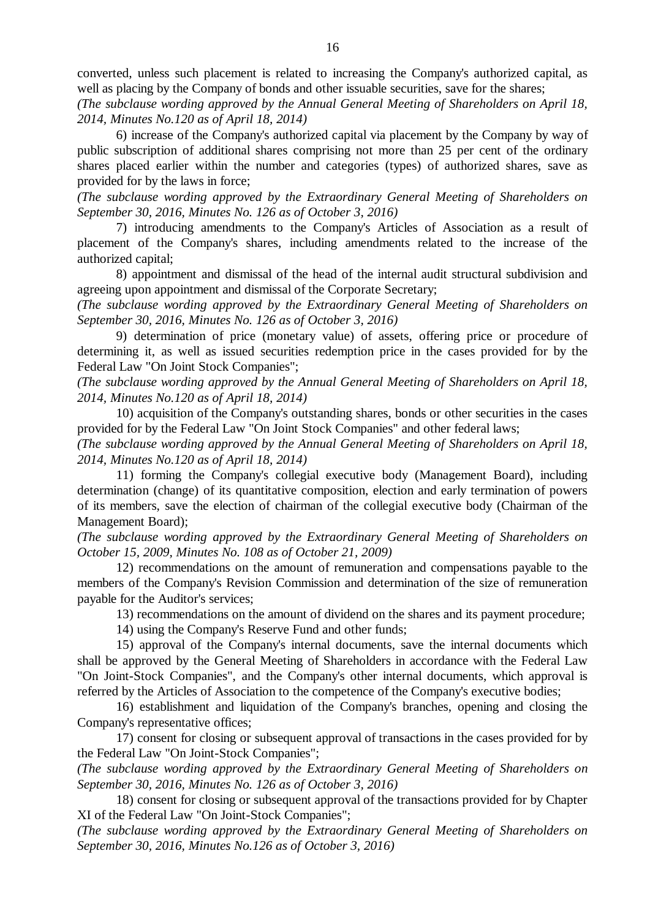converted, unless such placement is related to increasing the Company's authorized capital, as well as placing by the Company of bonds and other issuable securities, save for the shares;

*(The subclause wording approved by the Annual General Meeting of Shareholders on April 18, 2014, Minutes No.120 as of April 18, 2014)*

6) increase of the Company's authorized capital via placement by the Company by way of public subscription of additional shares comprising not more than 25 per cent of the ordinary shares placed earlier within the number and categories (types) of authorized shares, save as provided for by the laws in force;

*(The subclause wording approved by the Extraordinary General Meeting of Shareholders on September 30, 2016, Minutes No. 126 as of October 3, 2016)*

7) introducing amendments to the Company's Articles of Association as a result of placement of the Company's shares, including amendments related to the increase of the authorized capital;

8) appointment and dismissal of the head of the internal audit structural subdivision and agreeing upon appointment and dismissal of the Corporate Secretary;

*(The subclause wording approved by the Extraordinary General Meeting of Shareholders on September 30, 2016, Minutes No. 126 as of October 3, 2016)*

9) determination of price (monetary value) of assets, offering price or procedure of determining it, as well as issued securities redemption price in the cases provided for by the Federal Law "On Joint Stock Companies";

*(The subclause wording approved by the Annual General Meeting of Shareholders on April 18, 2014, Minutes No.120 as of April 18, 2014)*

10) acquisition of the Company's outstanding shares, bonds or other securities in the cases provided for by the Federal Law "On Joint Stock Companies" and other federal laws;

*(The subclause wording approved by the Annual General Meeting of Shareholders on April 18, 2014, Minutes No.120 as of April 18, 2014)*

11) forming the Company's collegial executive body (Management Board), including determination (change) of its quantitative composition, election and early termination of powers of its members, save the election of chairman of the collegial executive body (Chairman of the Management Board);

*(The subclause wording approved by the Extraordinary General Meeting of Shareholders on October 15, 2009, Minutes No. 108 as of October 21, 2009)*

12) recommendations on the amount of remuneration and compensations payable to the members of the Company's Revision Commission and determination of the size of remuneration payable for the Auditor's services;

13) recommendations on the amount of dividend on the shares and its payment procedure;

14) using the Company's Reserve Fund and other funds;

15) approval of the Company's internal documents, save the internal documents which shall be approved by the General Meeting of Shareholders in accordance with the Federal Law "On Joint-Stock Companies", and the Company's other internal documents, which approval is referred by the Articles of Association to the competence of the Company's executive bodies;

16) establishment and liquidation of the Company's branches, opening and closing the Company's representative offices;

17) consent for closing or subsequent approval of transactions in the cases provided for by the Federal Law "On Joint-Stock Companies";

*(The subclause wording approved by the Extraordinary General Meeting of Shareholders on September 30, 2016, Minutes No. 126 as of October 3, 2016)*

18) consent for closing or subsequent approval of the transactions provided for by Chapter XI of the Federal Law "On Joint-Stock Companies";

*(The subclause wording approved by the Extraordinary General Meeting of Shareholders on September 30, 2016, Minutes No.126 as of October 3, 2016)*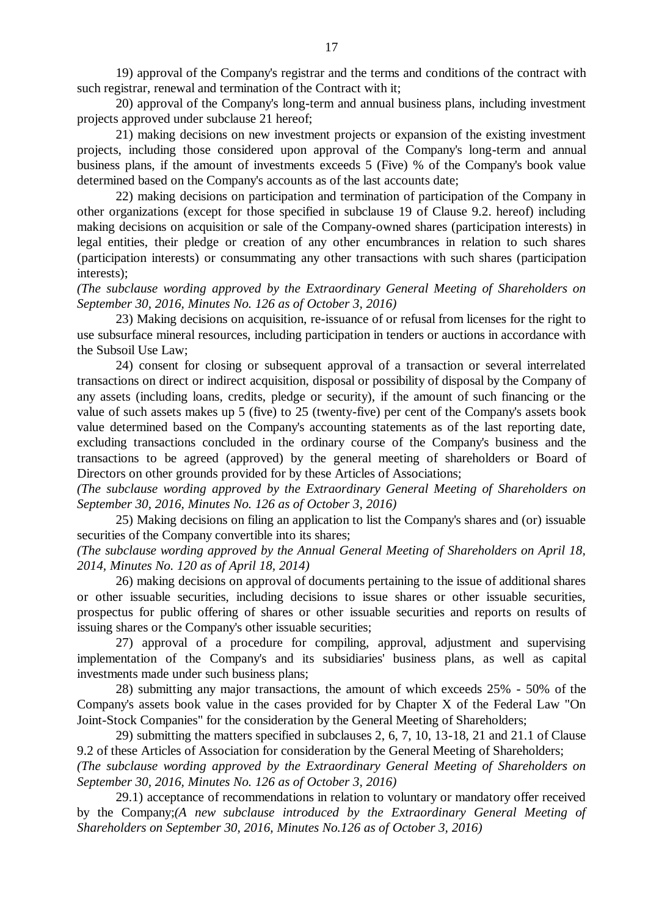19) approval of the Company's registrar and the terms and conditions of the contract with such registrar, renewal and termination of the Contract with it;

20) approval of the Company's long-term and annual business plans, including investment projects approved under subclause 21 hereof;

21) making decisions on new investment projects or expansion of the existing investment projects, including those considered upon approval of the Company's long-term and annual business plans, if the amount of investments exceeds 5 (Five) % of the Company's book value determined based on the Company's accounts as of the last accounts date;

22) making decisions on participation and termination of participation of the Company in other organizations (except for those specified in subclause 19 of Clause 9.2. hereof) including making decisions on acquisition or sale of the Company-owned shares (participation interests) in legal entities, their pledge or creation of any other encumbrances in relation to such shares (participation interests) or consummating any other transactions with such shares (participation interests);

*(The subclause wording approved by the Extraordinary General Meeting of Shareholders on September 30, 2016, Minutes No. 126 as of October 3, 2016)*

23) Making decisions on acquisition, re-issuance of or refusal from licenses for the right to use subsurface mineral resources, including participation in tenders or auctions in accordance with the Subsoil Use Law;

24) consent for closing or subsequent approval of a transaction or several interrelated transactions on direct or indirect acquisition, disposal or possibility of disposal by the Company of any assets (including loans, credits, pledge or security), if the amount of such financing or the value of such assets makes up 5 (five) to 25 (twenty-five) per cent of the Company's assets book value determined based on the Company's accounting statements as of the last reporting date, excluding transactions concluded in the ordinary course of the Company's business and the transactions to be agreed (approved) by the general meeting of shareholders or Board of Directors on other grounds provided for by these Articles of Associations;

*(The subclause wording approved by the Extraordinary General Meeting of Shareholders on September 30, 2016, Minutes No. 126 as of October 3, 2016)*

25) Making decisions on filing an application to list the Company's shares and (or) issuable securities of the Company convertible into its shares;

*(The subclause wording approved by the Annual General Meeting of Shareholders on April 18, 2014, Minutes No. 120 as of April 18, 2014)*

26) making decisions on approval of documents pertaining to the issue of additional shares or other issuable securities, including decisions to issue shares or other issuable securities, prospectus for public offering of shares or other issuable securities and reports on results of issuing shares or the Company's other issuable securities;

27) approval of a procedure for compiling, approval, adjustment and supervising implementation of the Company's and its subsidiaries' business plans, as well as capital investments made under such business plans;

28) submitting any major transactions, the amount of which exceeds 25% - 50% of the Company's assets book value in the cases provided for by Chapter X of the Federal Law "On Joint-Stock Companies" for the consideration by the General Meeting of Shareholders;

29) submitting the matters specified in subclauses 2, 6, 7, 10, 13-18, 21 and 21.1 of Clause 9.2 of these Articles of Association for consideration by the General Meeting of Shareholders;

*(The subclause wording approved by the Extraordinary General Meeting of Shareholders on September 30, 2016, Minutes No. 126 as of October 3, 2016)*

29.1) acceptance of recommendations in relation to voluntary or mandatory offer received by the Company;*(A new subclause introduced by the Extraordinary General Meeting of Shareholders on September 30, 2016, Minutes No.126 as of October 3, 2016)*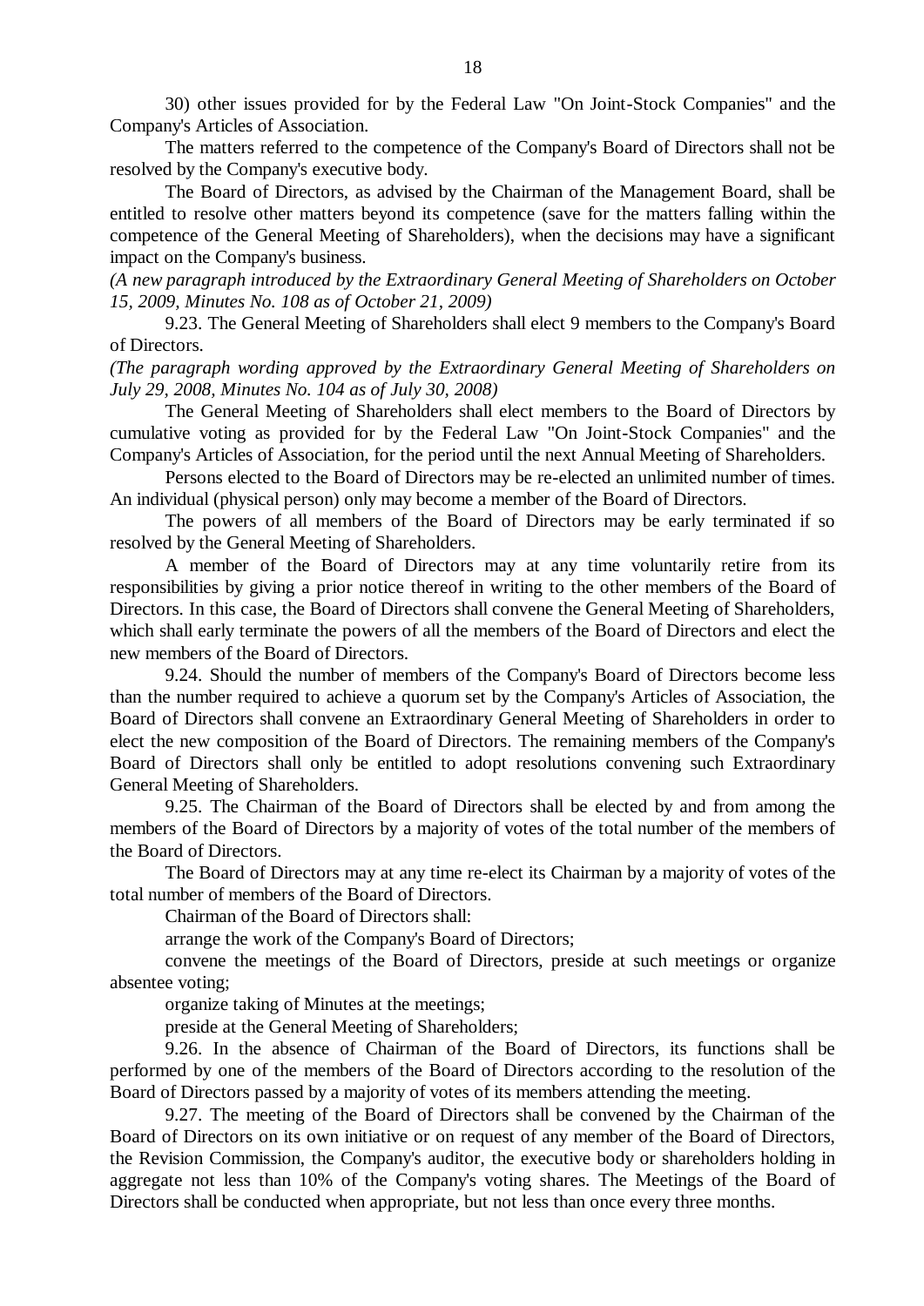30) other issues provided for by the Federal Law "On Joint-Stock Companies" and the Company's Articles of Association.

The matters referred to the competence of the Company's Board of Directors shall not be resolved by the Company's executive body.

The Board of Directors, as advised by the Chairman of the Management Board, shall be entitled to resolve other matters beyond its competence (save for the matters falling within the competence of the General Meeting of Shareholders), when the decisions may have a significant impact on the Company's business.

*(A new paragraph introduced by the Extraordinary General Meeting of Shareholders on October 15, 2009, Minutes No. 108 as of October 21, 2009)*

9.23. The General Meeting of Shareholders shall elect 9 members to the Company's Board of Directors.

*(The paragraph wording approved by the Extraordinary General Meeting of Shareholders on July 29, 2008, Minutes No. 104 as of July 30, 2008)*

The General Meeting of Shareholders shall elect members to the Board of Directors by cumulative voting as provided for by the Federal Law "On Joint-Stock Companies" and the Company's Articles of Association, for the period until the next Annual Meeting of Shareholders.

Persons elected to the Board of Directors may be re-elected an unlimited number of times. An individual (physical person) only may become a member of the Board of Directors.

The powers of all members of the Board of Directors may be early terminated if so resolved by the General Meeting of Shareholders.

A member of the Board of Directors may at any time voluntarily retire from its responsibilities by giving a prior notice thereof in writing to the other members of the Board of Directors. In this case, the Board of Directors shall convene the General Meeting of Shareholders, which shall early terminate the powers of all the members of the Board of Directors and elect the new members of the Board of Directors.

9.24. Should the number of members of the Company's Board of Directors become less than the number required to achieve a quorum set by the Company's Articles of Association, the Board of Directors shall convene an Extraordinary General Meeting of Shareholders in order to elect the new composition of the Board of Directors. The remaining members of the Company's Board of Directors shall only be entitled to adopt resolutions convening such Extraordinary General Meeting of Shareholders.

9.25. The Chairman of the Board of Directors shall be elected by and from among the members of the Board of Directors by a majority of votes of the total number of the members of the Board of Directors.

The Board of Directors may at any time re-elect its Chairman by a majority of votes of the total number of members of the Board of Directors.

Chairman of the Board of Directors shall:

arrange the work of the Company's Board of Directors;

convene the meetings of the Board of Directors, preside at such meetings or organize absentee voting;

organize taking of Minutes at the meetings;

preside at the General Meeting of Shareholders;

9.26. In the absence of Chairman of the Board of Directors, its functions shall be performed by one of the members of the Board of Directors according to the resolution of the Board of Directors passed by a majority of votes of its members attending the meeting.

9.27. The meeting of the Board of Directors shall be convened by the Chairman of the Board of Directors on its own initiative or on request of any member of the Board of Directors, the Revision Commission, the Company's auditor, the executive body or shareholders holding in aggregate not less than 10% of the Company's voting shares. The Meetings of the Board of Directors shall be conducted when appropriate, but not less than once every three months.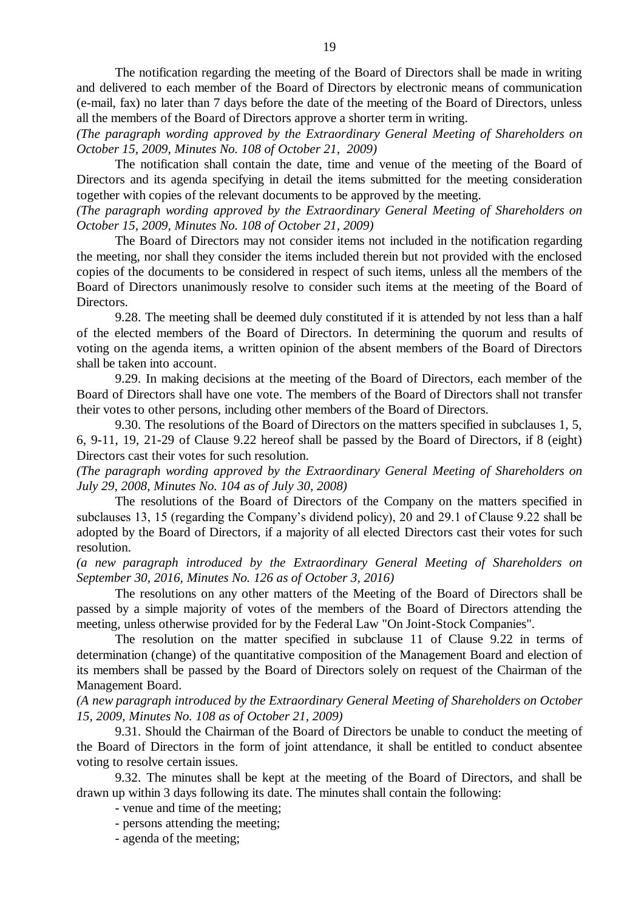The notification regarding the meeting of the Board of Directors shall be made in writing and delivered to each member of the Board of Directors by electronic means of communication (e-mail, fax) no later than 7 days before the date of the meeting of the Board of Directors, unless all the members of the Board of Directors approve a shorter term in writing.

*(The paragraph wording approved by the Extraordinary General Meeting of Shareholders on October 15, 2009, Minutes No. 108 of October 21, 2009)*

The notification shall contain the date, time and venue of the meeting of the Board of Directors and its agenda specifying in detail the items submitted for the meeting consideration together with copies of the relevant documents to be approved by the meeting.

*(The paragraph wording approved by the Extraordinary General Meeting of Shareholders on October 15, 2009, Minutes No. 108 of October 21, 2009)*

The Board of Directors may not consider items not included in the notification regarding the meeting, nor shall they consider the items included therein but not provided with the enclosed copies of the documents to be considered in respect of such items, unless all the members of the Board of Directors unanimously resolve to consider such items at the meeting of the Board of Directors.

9.28. The meeting shall be deemed duly constituted if it is attended by not less than a half of the elected members of the Board of Directors. In determining the quorum and results of voting on the agenda items, a written opinion of the absent members of the Board of Directors shall be taken into account.

9.29. In making decisions at the meeting of the Board of Directors, each member of the Board of Directors shall have one vote. The members of the Board of Directors shall not transfer their votes to other persons, including other members of the Board of Directors.

9.30. The resolutions of the Board of Directors on the matters specified in subclauses 1, 5, 6, 9-11, 19, 21-29 of Clause 9.22 hereof shall be passed by the Board of Directors, if 8 (eight) Directors cast their votes for such resolution.

*(The paragraph wording approved by the Extraordinary General Meeting of Shareholders on July 29, 2008, Minutes No. 104 as of July 30, 2008)*

The resolutions of the Board of Directors of the Company on the matters specified in subclauses 13, 15 (regarding the Company's dividend policy), 20 and 29.1 of Clause 9.22 shall be adopted by the Board of Directors, if a majority of all elected Directors cast their votes for such resolution.

*(a new paragraph introduced by the Extraordinary General Meeting of Shareholders on September 30, 2016, Minutes No. 126 as of October 3, 2016)*

The resolutions on any other matters of the Meeting of the Board of Directors shall be passed by a simple majority of votes of the members of the Board of Directors attending the meeting, unless otherwise provided for by the Federal Law "On Joint-Stock Companies".

The resolution on the matter specified in subclause 11 of Clause 9.22 in terms of determination (change) of the quantitative composition of the Management Board and election of its members shall be passed by the Board of Directors solely on request of the Chairman of the Management Board.

*(A new paragraph introduced by the Extraordinary General Meeting of Shareholders on October 15, 2009, Minutes No. 108 as of October 21, 2009)*

9.31. Should the Chairman of the Board of Directors be unable to conduct the meeting of the Board of Directors in the form of joint attendance, it shall be entitled to conduct absentee voting to resolve certain issues.

9.32. The minutes shall be kept at the meeting of the Board of Directors, and shall be drawn up within 3 days following its date. The minutes shall contain the following:

- venue and time of the meeting;
- persons attending the meeting;
- agenda of the meeting;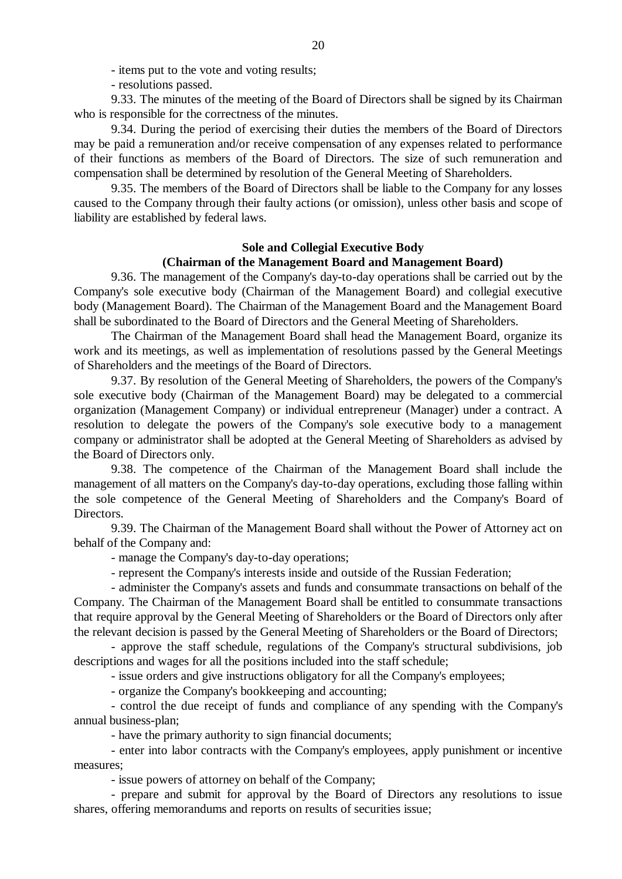- items put to the vote and voting results;

- resolutions passed.

9.33. The minutes of the meeting of the Board of Directors shall be signed by its Chairman who is responsible for the correctness of the minutes.

9.34. During the period of exercising their duties the members of the Board of Directors may be paid a remuneration and/or receive compensation of any expenses related to performance of their functions as members of the Board of Directors. The size of such remuneration and compensation shall be determined by resolution of the General Meeting of Shareholders.

9.35. The members of the Board of Directors shall be liable to the Company for any losses caused to the Company through their faulty actions (or omission), unless other basis and scope of liability are established by federal laws.

**Sole and Collegial Executive Body**
**(Chairman of the Management Board and Management Board)**

9.36. The management of the Company's day-to-day operations shall be carried out by the Company's sole executive body (Chairman of the Management Board) and collegial executive body (Management Board). The Chairman of the Management Board and the Management Board shall be subordinated to the Board of Directors and the General Meeting of Shareholders.

The Chairman of the Management Board shall head the Management Board, organize its work and its meetings, as well as implementation of resolutions passed by the General Meetings of Shareholders and the meetings of the Board of Directors.

9.37. By resolution of the General Meeting of Shareholders, the powers of the Company's sole executive body (Chairman of the Management Board) may be delegated to a commercial organization (Management Company) or individual entrepreneur (Manager) under a contract. A resolution to delegate the powers of the Company's sole executive body to a management company or administrator shall be adopted at the General Meeting of Shareholders as advised by the Board of Directors only.

9.38. The competence of the Chairman of the Management Board shall include the management of all matters on the Company's day-to-day operations, excluding those falling within the sole competence of the General Meeting of Shareholders and the Company's Board of Directors.

9.39. The Chairman of the Management Board shall without the Power of Attorney act on behalf of the Company and:

- manage the Company's day-to-day operations;

- represent the Company's interests inside and outside of the Russian Federation;

- administer the Company's assets and funds and consummate transactions on behalf of the Company. The Chairman of the Management Board shall be entitled to consummate transactions that require approval by the General Meeting of Shareholders or the Board of Directors only after the relevant decision is passed by the General Meeting of Shareholders or the Board of Directors;

- approve the staff schedule, regulations of the Company's structural subdivisions, job descriptions and wages for all the positions included into the staff schedule;

- issue orders and give instructions obligatory for all the Company's employees;

- organize the Company's bookkeeping and accounting;

- control the due receipt of funds and compliance of any spending with the Company's annual business-plan;

- have the primary authority to sign financial documents;

- enter into labor contracts with the Company's employees, apply punishment or incentive measures;

- issue powers of attorney on behalf of the Company;

- prepare and submit for approval by the Board of Directors any resolutions to issue shares, offering memorandums and reports on results of securities issue;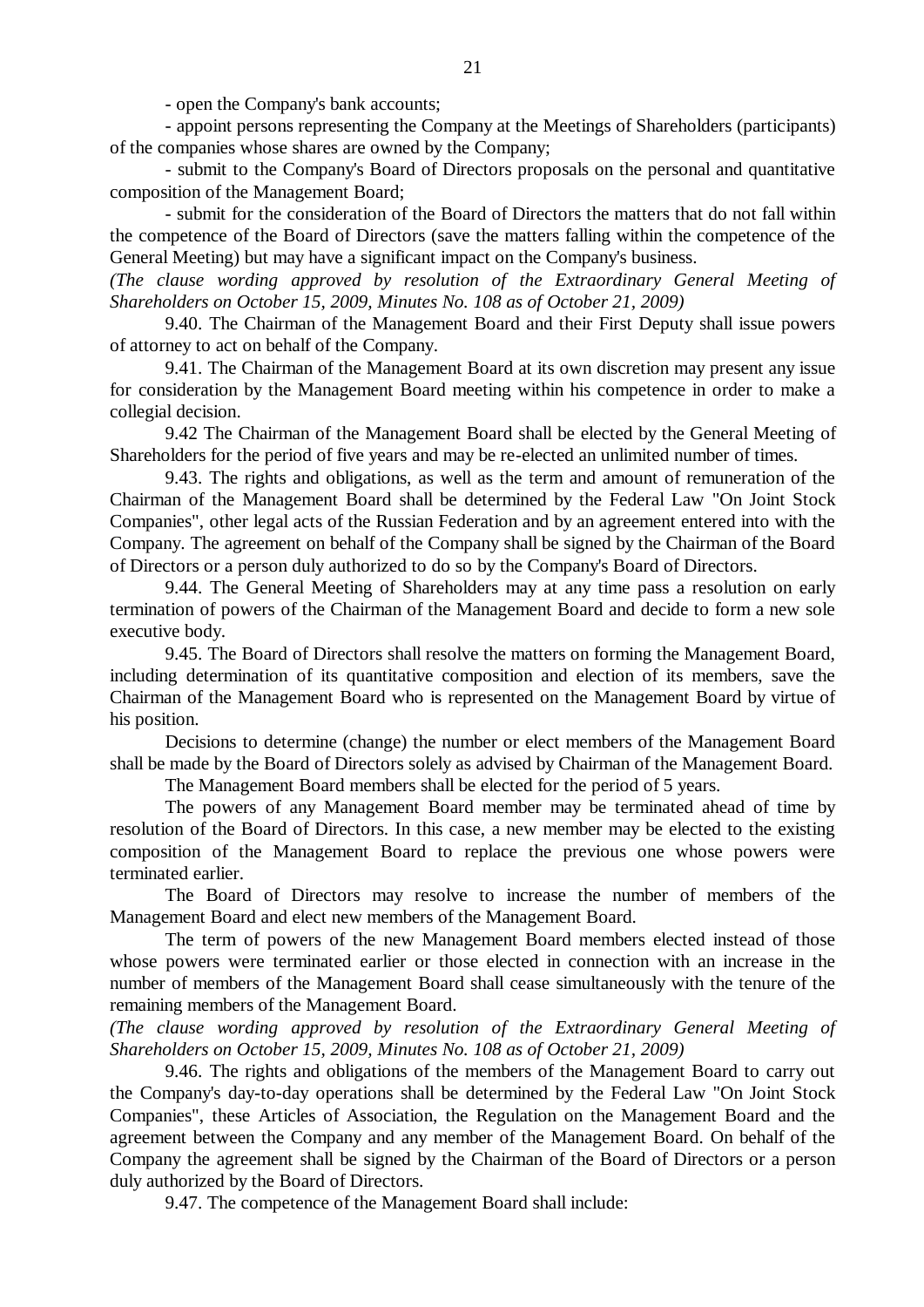- open the Company's bank accounts;

- appoint persons representing the Company at the Meetings of Shareholders (participants) of the companies whose shares are owned by the Company;

- submit to the Company's Board of Directors proposals on the personal and quantitative composition of the Management Board;

- submit for the consideration of the Board of Directors the matters that do not fall within the competence of the Board of Directors (save the matters falling within the competence of the General Meeting) but may have a significant impact on the Company's business.

*(The clause wording approved by resolution of the Extraordinary General Meeting of Shareholders on October 15, 2009, Minutes No. 108 as of October 21, 2009)*

9.40. The Chairman of the Management Board and their First Deputy shall issue powers of attorney to act on behalf of the Company.

9.41. The Chairman of the Management Board at its own discretion may present any issue for consideration by the Management Board meeting within his competence in order to make a collegial decision.

9.42 The Chairman of the Management Board shall be elected by the General Meeting of Shareholders for the period of five years and may be re-elected an unlimited number of times.

9.43. The rights and obligations, as well as the term and amount of remuneration of the Chairman of the Management Board shall be determined by the Federal Law "On Joint Stock Companies", other legal acts of the Russian Federation and by an agreement entered into with the Company. The agreement on behalf of the Company shall be signed by the Chairman of the Board of Directors or a person duly authorized to do so by the Company's Board of Directors.

9.44. The General Meeting of Shareholders may at any time pass a resolution on early termination of powers of the Chairman of the Management Board and decide to form a new sole executive body.

9.45. The Board of Directors shall resolve the matters on forming the Management Board, including determination of its quantitative composition and election of its members, save the Chairman of the Management Board who is represented on the Management Board by virtue of his position.

Decisions to determine (change) the number or elect members of the Management Board shall be made by the Board of Directors solely as advised by Chairman of the Management Board.

The Management Board members shall be elected for the period of 5 years.

The powers of any Management Board member may be terminated ahead of time by resolution of the Board of Directors. In this case, a new member may be elected to the existing composition of the Management Board to replace the previous one whose powers were terminated earlier.

The Board of Directors may resolve to increase the number of members of the Management Board and elect new members of the Management Board.

The term of powers of the new Management Board members elected instead of those whose powers were terminated earlier or those elected in connection with an increase in the number of members of the Management Board shall cease simultaneously with the tenure of the remaining members of the Management Board.

*(The clause wording approved by resolution of the Extraordinary General Meeting of Shareholders on October 15, 2009, Minutes No. 108 as of October 21, 2009)*

9.46. The rights and obligations of the members of the Management Board to carry out the Company's day-to-day operations shall be determined by the Federal Law "On Joint Stock Companies", these Articles of Association, the Regulation on the Management Board and the agreement between the Company and any member of the Management Board. On behalf of the Company the agreement shall be signed by the Chairman of the Board of Directors or a person duly authorized by the Board of Directors.

9.47. The competence of the Management Board shall include: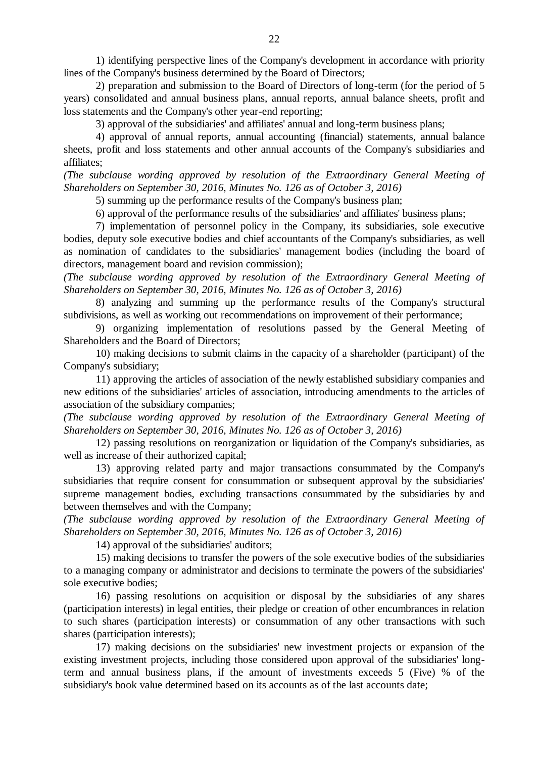1) identifying perspective lines of the Company's development in accordance with priority lines of the Company's business determined by the Board of Directors;

2) preparation and submission to the Board of Directors of long-term (for the period of 5 years) consolidated and annual business plans, annual reports, annual balance sheets, profit and loss statements and the Company's other year-end reporting;

3) approval of the subsidiaries' and affiliates' annual and long-term business plans;

4) approval of annual reports, annual accounting (financial) statements, annual balance sheets, profit and loss statements and other annual accounts of the Company's subsidiaries and affiliates;

*(The subclause wording approved by resolution of the Extraordinary General Meeting of Shareholders on September 30, 2016, Minutes No. 126 as of October 3, 2016)*

5) summing up the performance results of the Company's business plan;

6) approval of the performance results of the subsidiaries' and affiliates' business plans;

7) implementation of personnel policy in the Company, its subsidiaries, sole executive bodies, deputy sole executive bodies and chief accountants of the Company's subsidiaries, as well as nomination of candidates to the subsidiaries' management bodies (including the board of directors, management board and revision commission);

*(The subclause wording approved by resolution of the Extraordinary General Meeting of Shareholders on September 30, 2016, Minutes No. 126 as of October 3, 2016)*

8) analyzing and summing up the performance results of the Company's structural subdivisions, as well as working out recommendations on improvement of their performance;

9) organizing implementation of resolutions passed by the General Meeting of Shareholders and the Board of Directors;

10) making decisions to submit claims in the capacity of a shareholder (participant) of the Company's subsidiary;

11) approving the articles of association of the newly established subsidiary companies and new editions of the subsidiaries' articles of association, introducing amendments to the articles of association of the subsidiary companies;

*(The subclause wording approved by resolution of the Extraordinary General Meeting of Shareholders on September 30, 2016, Minutes No. 126 as of October 3, 2016)*

12) passing resolutions on reorganization or liquidation of the Company's subsidiaries, as well as increase of their authorized capital;

13) approving related party and major transactions consummated by the Company's subsidiaries that require consent for consummation or subsequent approval by the subsidiaries' supreme management bodies, excluding transactions consummated by the subsidiaries by and between themselves and with the Company;

*(The subclause wording approved by resolution of the Extraordinary General Meeting of Shareholders on September 30, 2016, Minutes No. 126 as of October 3, 2016)*

14) approval of the subsidiaries' auditors;

15) making decisions to transfer the powers of the sole executive bodies of the subsidiaries to a managing company or administrator and decisions to terminate the powers of the subsidiaries' sole executive bodies;

16) passing resolutions on acquisition or disposal by the subsidiaries of any shares (participation interests) in legal entities, their pledge or creation of other encumbrances in relation to such shares (participation interests) or consummation of any other transactions with such shares (participation interests);

17) making decisions on the subsidiaries' new investment projects or expansion of the existing investment projects, including those considered upon approval of the subsidiaries' long-term and annual business plans, if the amount of investments exceeds 5 (Five) % of the subsidiary's book value determined based on its accounts as of the last accounts date;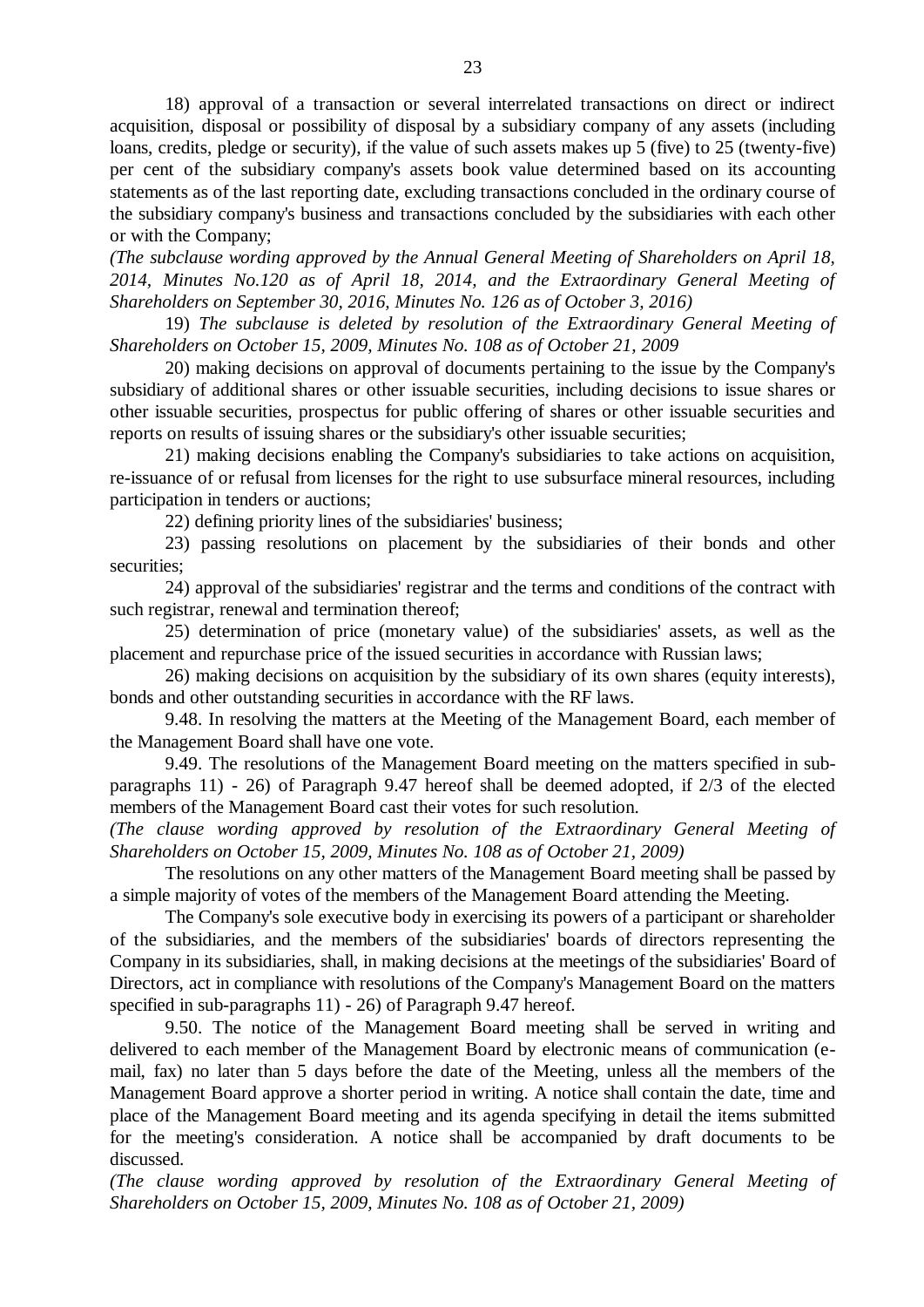18) approval of a transaction or several interrelated transactions on direct or indirect acquisition, disposal or possibility of disposal by a subsidiary company of any assets (including loans, credits, pledge or security), if the value of such assets makes up 5 (five) to 25 (twenty-five) per cent of the subsidiary company's assets book value determined based on its accounting statements as of the last reporting date, excluding transactions concluded in the ordinary course of the subsidiary company's business and transactions concluded by the subsidiaries with each other or with the Company;

*(The subclause wording approved by the Annual General Meeting of Shareholders on April 18, 2014, Minutes No.120 as of April 18, 2014, and the Extraordinary General Meeting of Shareholders on September 30, 2016, Minutes No. 126 as of October 3, 2016)*

19) *The subclause is deleted by resolution of the Extraordinary General Meeting of Shareholders on October 15, 2009, Minutes No. 108 as of October 21, 2009*

20) making decisions on approval of documents pertaining to the issue by the Company's subsidiary of additional shares or other issuable securities, including decisions to issue shares or other issuable securities, prospectus for public offering of shares or other issuable securities and reports on results of issuing shares or the subsidiary's other issuable securities;

21) making decisions enabling the Company's subsidiaries to take actions on acquisition, re-issuance of or refusal from licenses for the right to use subsurface mineral resources, including participation in tenders or auctions;

22) defining priority lines of the subsidiaries' business;

23) passing resolutions on placement by the subsidiaries of their bonds and other securities;

24) approval of the subsidiaries' registrar and the terms and conditions of the contract with such registrar, renewal and termination thereof;

25) determination of price (monetary value) of the subsidiaries' assets, as well as the placement and repurchase price of the issued securities in accordance with Russian laws;

26) making decisions on acquisition by the subsidiary of its own shares (equity interests), bonds and other outstanding securities in accordance with the RF laws.

9.48. In resolving the matters at the Meeting of the Management Board, each member of the Management Board shall have one vote.

9.49. The resolutions of the Management Board meeting on the matters specified in sub-paragraphs 11) - 26) of Paragraph 9.47 hereof shall be deemed adopted, if 2/3 of the elected members of the Management Board cast their votes for such resolution.

*(The clause wording approved by resolution of the Extraordinary General Meeting of Shareholders on October 15, 2009, Minutes No. 108 as of October 21, 2009)*

The resolutions on any other matters of the Management Board meeting shall be passed by a simple majority of votes of the members of the Management Board attending the Meeting.

The Company's sole executive body in exercising its powers of a participant or shareholder of the subsidiaries, and the members of the subsidiaries' boards of directors representing the Company in its subsidiaries, shall, in making decisions at the meetings of the subsidiaries' Board of Directors, act in compliance with resolutions of the Company's Management Board on the matters specified in sub-paragraphs 11) - 26) of Paragraph 9.47 hereof.

9.50. The notice of the Management Board meeting shall be served in writing and delivered to each member of the Management Board by electronic means of communication (e-mail, fax) no later than 5 days before the date of the Meeting, unless all the members of the Management Board approve a shorter period in writing. A notice shall contain the date, time and place of the Management Board meeting and its agenda specifying in detail the items submitted for the meeting's consideration. A notice shall be accompanied by draft documents to be discussed.

*(The clause wording approved by resolution of the Extraordinary General Meeting of Shareholders on October 15, 2009, Minutes No. 108 as of October 21, 2009)*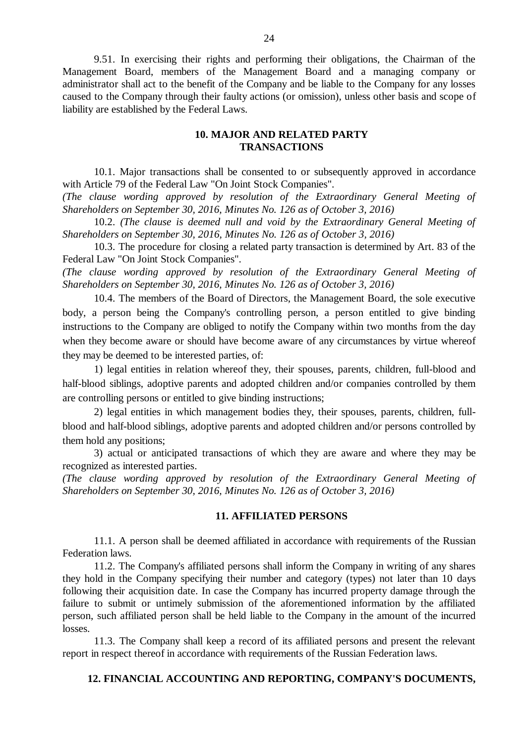9.51. In exercising their rights and performing their obligations, the Chairman of the Management Board, members of the Management Board and a managing company or administrator shall act to the benefit of the Company and be liable to the Company for any losses caused to the Company through their faulty actions (or omission), unless other basis and scope of liability are established by the Federal Laws.

## 10. MAJOR AND RELATED PARTY TRANSACTIONS

10.1. Major transactions shall be consented to or subsequently approved in accordance with Article 79 of the Federal Law "On Joint Stock Companies".
*(The clause wording approved by resolution of the Extraordinary General Meeting of Shareholders on September 30, 2016, Minutes No. 126 as of October 3, 2016)*

10.2. *(The clause is deemed null and void by the Extraordinary General Meeting of Shareholders on September 30, 2016, Minutes No. 126 as of October 3, 2016)*

10.3. The procedure for closing a related party transaction is determined by Art. 83 of the Federal Law "On Joint Stock Companies".
*(The clause wording approved by resolution of the Extraordinary General Meeting of Shareholders on September 30, 2016, Minutes No. 126 as of October 3, 2016)*

10.4. The members of the Board of Directors, the Management Board, the sole executive body, a person being the Company's controlling person, a person entitled to give binding instructions to the Company are obliged to notify the Company within two months from the day when they become aware or should have become aware of any circumstances by virtue whereof they may be deemed to be interested parties, of:

1) legal entities in relation whereof they, their spouses, parents, children, full-blood and half-blood siblings, adoptive parents and adopted children and/or companies controlled by them are controlling persons or entitled to give binding instructions;

2) legal entities in which management bodies they, their spouses, parents, children, full-blood and half-blood siblings, adoptive parents and adopted children and/or persons controlled by them hold any positions;

3) actual or anticipated transactions of which they are aware and where they may be recognized as interested parties.

*(The clause wording approved by resolution of the Extraordinary General Meeting of Shareholders on September 30, 2016, Minutes No. 126 as of October 3, 2016)*

## 11. AFFILIATED PERSONS

11.1. A person shall be deemed affiliated in accordance with requirements of the Russian Federation laws.

11.2. The Company's affiliated persons shall inform the Company in writing of any shares they hold in the Company specifying their number and category (types) not later than 10 days following their acquisition date. In case the Company has incurred property damage through the failure to submit or untimely submission of the aforementioned information by the affiliated person, such affiliated person shall be held liable to the Company in the amount of the incurred losses.

11.3. The Company shall keep a record of its affiliated persons and present the relevant report in respect thereof in accordance with requirements of the Russian Federation laws.

## 12. FINANCIAL ACCOUNTING AND REPORTING, COMPANY'S DOCUMENTS,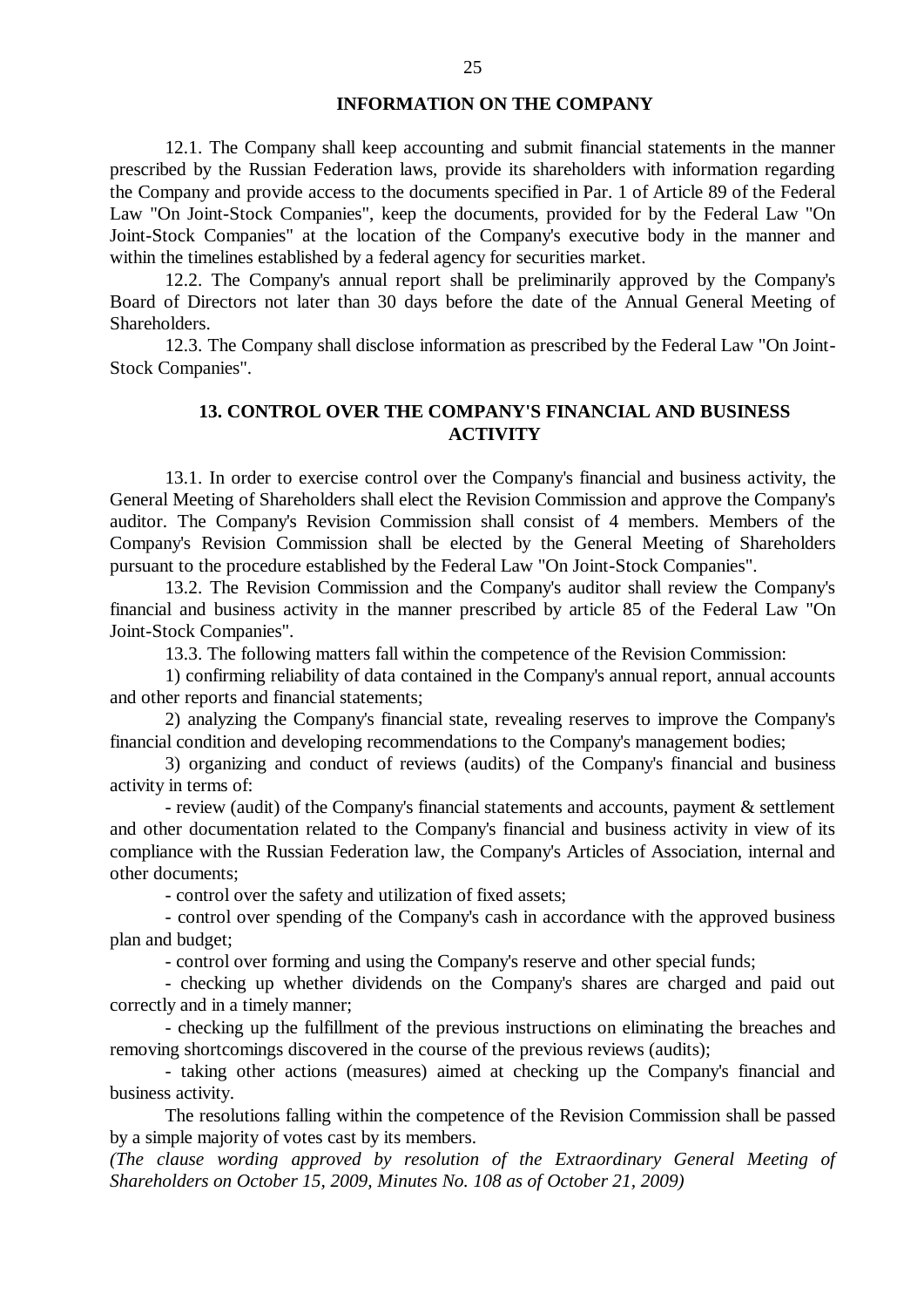## INFORMATION ON THE COMPANY

12.1. The Company shall keep accounting and submit financial statements in the manner prescribed by the Russian Federation laws, provide its shareholders with information regarding the Company and provide access to the documents specified in Par. 1 of Article 89 of the Federal Law "On Joint-Stock Companies", keep the documents, provided for by the Federal Law "On Joint-Stock Companies" at the location of the Company's executive body in the manner and within the timelines established by a federal agency for securities market.

12.2. The Company's annual report shall be preliminarily approved by the Company's Board of Directors not later than 30 days before the date of the Annual General Meeting of Shareholders.

12.3. The Company shall disclose information as prescribed by the Federal Law "On Joint-Stock Companies".

## 13. CONTROL OVER THE COMPANY'S FINANCIAL AND BUSINESS ACTIVITY

13.1. In order to exercise control over the Company's financial and business activity, the General Meeting of Shareholders shall elect the Revision Commission and approve the Company's auditor. The Company's Revision Commission shall consist of 4 members. Members of the Company's Revision Commission shall be elected by the General Meeting of Shareholders pursuant to the procedure established by the Federal Law "On Joint-Stock Companies".

13.2. The Revision Commission and the Company's auditor shall review the Company's financial and business activity in the manner prescribed by article 85 of the Federal Law "On Joint-Stock Companies".

13.3. The following matters fall within the competence of the Revision Commission:

1) confirming reliability of data contained in the Company's annual report, annual accounts and other reports and financial statements;

2) analyzing the Company's financial state, revealing reserves to improve the Company's financial condition and developing recommendations to the Company's management bodies;

3) organizing and conduct of reviews (audits) of the Company's financial and business activity in terms of:

- review (audit) of the Company's financial statements and accounts, payment & settlement and other documentation related to the Company's financial and business activity in view of its compliance with the Russian Federation law, the Company's Articles of Association, internal and other documents;
- control over the safety and utilization of fixed assets;
- control over spending of the Company's cash in accordance with the approved business plan and budget;
- control over forming and using the Company's reserve and other special funds;
- checking up whether dividends on the Company's shares are charged and paid out correctly and in a timely manner;
- checking up the fulfillment of the previous instructions on eliminating the breaches and removing shortcomings discovered in the course of the previous reviews (audits);
- taking other actions (measures) aimed at checking up the Company's financial and business activity.

The resolutions falling within the competence of the Revision Commission shall be passed by a simple majority of votes cast by its members.

*(The clause wording approved by resolution of the Extraordinary General Meeting of Shareholders on October 15, 2009, Minutes No. 108 as of October 21, 2009)*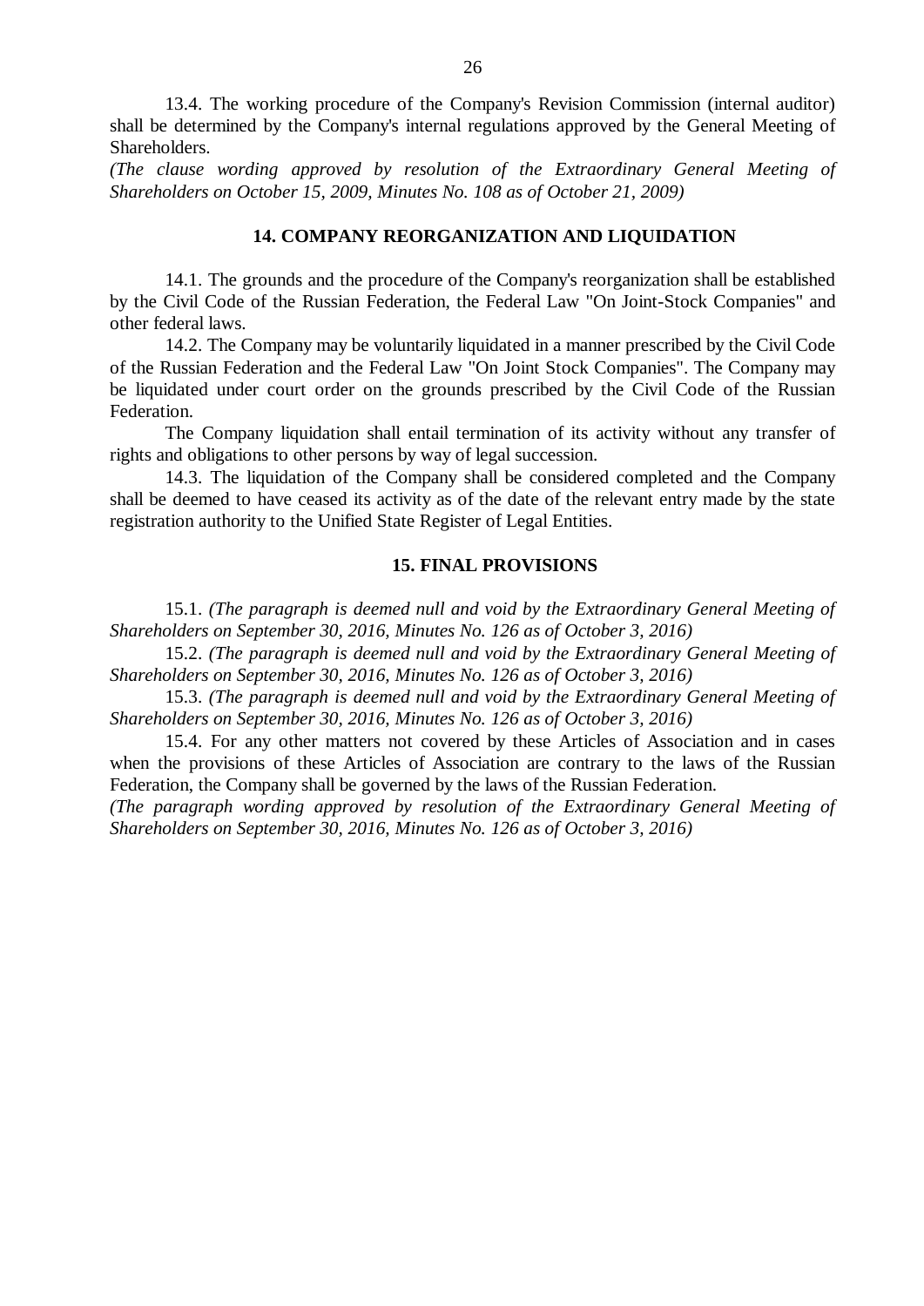13.4. The working procedure of the Company's Revision Commission (internal auditor) shall be determined by the Company's internal regulations approved by the General Meeting of Shareholders.

*(The clause wording approved by resolution of the Extraordinary General Meeting of Shareholders on October 15, 2009, Minutes No. 108 as of October 21, 2009)*

## 14. COMPANY REORGANIZATION AND LIQUIDATION

14.1. The grounds and the procedure of the Company's reorganization shall be established by the Civil Code of the Russian Federation, the Federal Law "On Joint-Stock Companies" and other federal laws.

14.2. The Company may be voluntarily liquidated in a manner prescribed by the Civil Code of the Russian Federation and the Federal Law "On Joint Stock Companies". The Company may be liquidated under court order on the grounds prescribed by the Civil Code of the Russian Federation.

The Company liquidation shall entail termination of its activity without any transfer of rights and obligations to other persons by way of legal succession.

14.3. The liquidation of the Company shall be considered completed and the Company shall be deemed to have ceased its activity as of the date of the relevant entry made by the state registration authority to the Unified State Register of Legal Entities.

## 15. FINAL PROVISIONS

15.1. *(The paragraph is deemed null and void by the Extraordinary General Meeting of Shareholders on September 30, 2016, Minutes No. 126 as of October 3, 2016)*

15.2. *(The paragraph is deemed null and void by the Extraordinary General Meeting of Shareholders on September 30, 2016, Minutes No. 126 as of October 3, 2016)*

15.3. *(The paragraph is deemed null and void by the Extraordinary General Meeting of Shareholders on September 30, 2016, Minutes No. 126 as of October 3, 2016)*

15.4. For any other matters not covered by these Articles of Association and in cases when the provisions of these Articles of Association are contrary to the laws of the Russian Federation, the Company shall be governed by the laws of the Russian Federation.

*(The paragraph wording approved by resolution of the Extraordinary General Meeting of Shareholders on September 30, 2016, Minutes No. 126 as of October 3, 2016)*